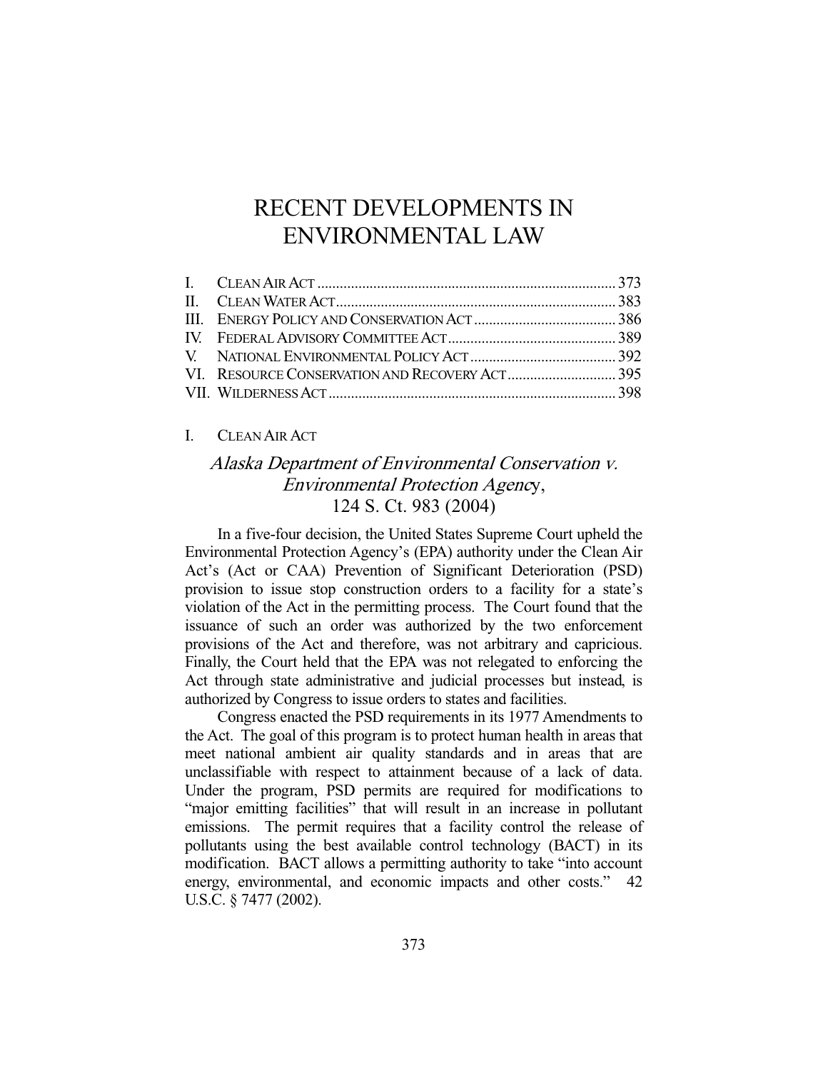# RECENT DEVELOPMENTS IN ENVIRONMENTAL LAW

| | | |
|---|---|---|
| I. | CLEAN AIR ACT | 373 |
| II. | CLEAN WATER ACT | 383 |
| III. | ENERGY POLICY AND CONSERVATION ACT | 386 |
| IV. | FEDERAL ADVISORY COMMITTEE ACT | 389 |
| V. | NATIONAL ENVIRONMENTAL POLICY ACT | 392 |
| VI. | RESOURCE CONSERVATION AND RECOVERY ACT | 395 |
| VII. | WILDERNESS ACT | 398 |

## I. CLEAN AIR ACT

### *Alaska Department of Environmental Conservation v. Environmental Protection Agency*, 124 S. Ct. 983 (2004)

In a five-four decision, the United States Supreme Court upheld the Environmental Protection Agency's (EPA) authority under the Clean Air Act's (Act or CAA) Prevention of Significant Deterioration (PSD) provision to issue stop construction orders to a facility for a state's violation of the Act in the permitting process. The Court found that the issuance of such an order was authorized by the two enforcement provisions of the Act and therefore, was not arbitrary and capricious. Finally, the Court held that the EPA was not relegated to enforcing the Act through state administrative and judicial processes but instead, is authorized by Congress to issue orders to states and facilities.

Congress enacted the PSD requirements in its 1977 Amendments to the Act. The goal of this program is to protect human health in areas that meet national ambient air quality standards and in areas that are unclassifiable with respect to attainment because of a lack of data. Under the program, PSD permits are required for modifications to "major emitting facilities" that will result in an increase in pollutant emissions. The permit requires that a facility control the release of pollutants using the best available control technology (BACT) in its modification. BACT allows a permitting authority to take "into account energy, environmental, and economic impacts and other costs." 42 U.S.C. § 7477 (2002).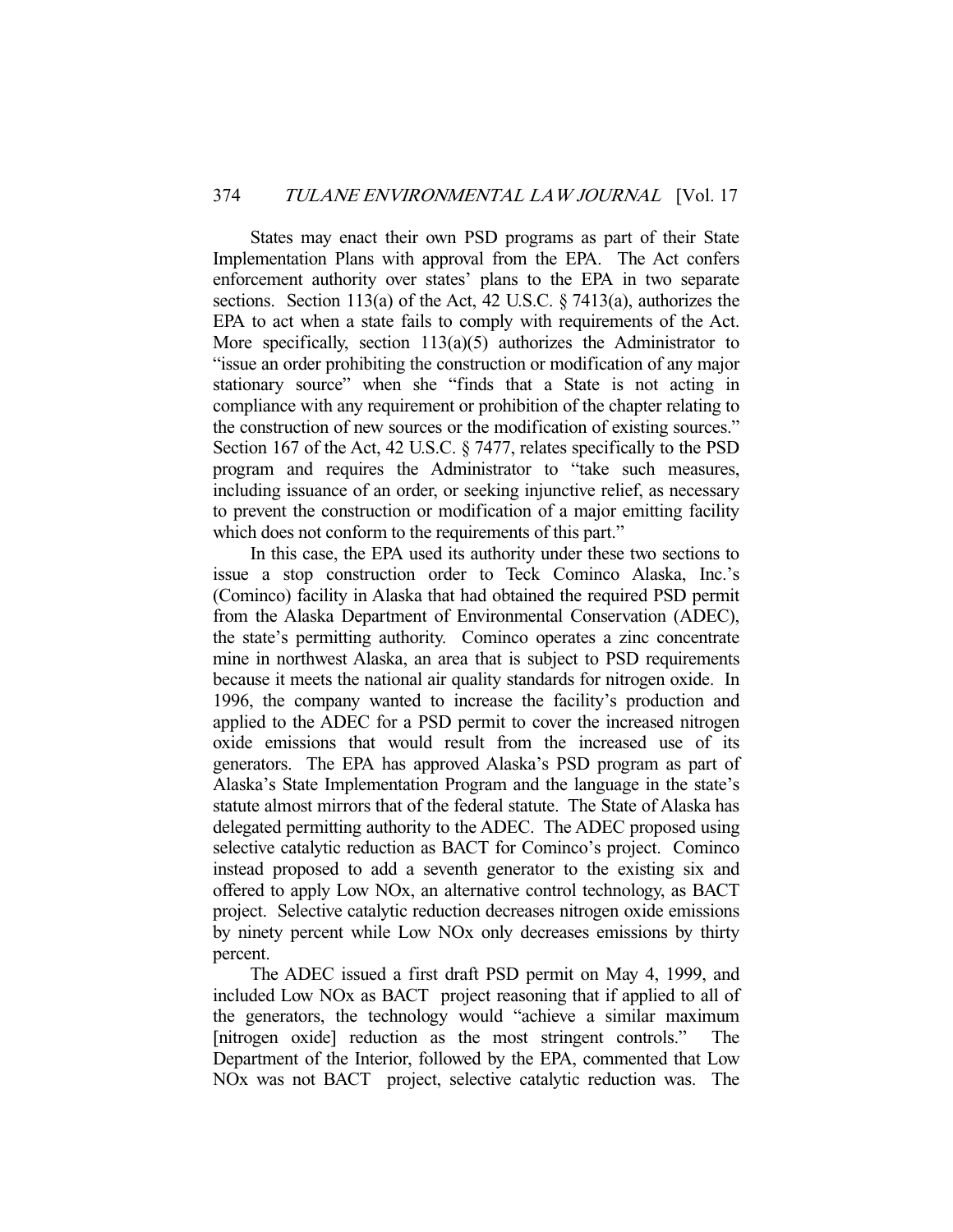States may enact their own PSD programs as part of their State Implementation Plans with approval from the EPA. The Act confers enforcement authority over states' plans to the EPA in two separate sections. Section 113(a) of the Act, 42 U.S.C. § 7413(a), authorizes the EPA to act when a state fails to comply with requirements of the Act. More specifically, section 113(a)(5) authorizes the Administrator to "issue an order prohibiting the construction or modification of any major stationary source" when she "finds that a State is not acting in compliance with any requirement or prohibition of the chapter relating to the construction of new sources or the modification of existing sources." Section 167 of the Act, 42 U.S.C. § 7477, relates specifically to the PSD program and requires the Administrator to "take such measures, including issuance of an order, or seeking injunctive relief, as necessary to prevent the construction or modification of a major emitting facility which does not conform to the requirements of this part."

In this case, the EPA used its authority under these two sections to issue a stop construction order to Teck Cominco Alaska, Inc.'s (Cominco) facility in Alaska that had obtained the required PSD permit from the Alaska Department of Environmental Conservation (ADEC), the state's permitting authority. Cominco operates a zinc concentrate mine in northwest Alaska, an area that is subject to PSD requirements because it meets the national air quality standards for nitrogen oxide. In 1996, the company wanted to increase the facility's production and applied to the ADEC for a PSD permit to cover the increased nitrogen oxide emissions that would result from the increased use of its generators. The EPA has approved Alaska's PSD program as part of Alaska's State Implementation Program and the language in the state's statute almost mirrors that of the federal statute. The State of Alaska has delegated permitting authority to the ADEC. The ADEC proposed using selective catalytic reduction as BACT for Cominco's project. Cominco instead proposed to add a seventh generator to the existing six and offered to apply Low NOx, an alternative control technology, as BACT project. Selective catalytic reduction decreases nitrogen oxide emissions by ninety percent while Low NOx only decreases emissions by thirty percent.

The ADEC issued a first draft PSD permit on May 4, 1999, and included Low NOx as BACT project reasoning that if applied to all of the generators, the technology would "achieve a similar maximum [nitrogen oxide] reduction as the most stringent controls." The Department of the Interior, followed by the EPA, commented that Low NOx was not BACT project, selective catalytic reduction was. The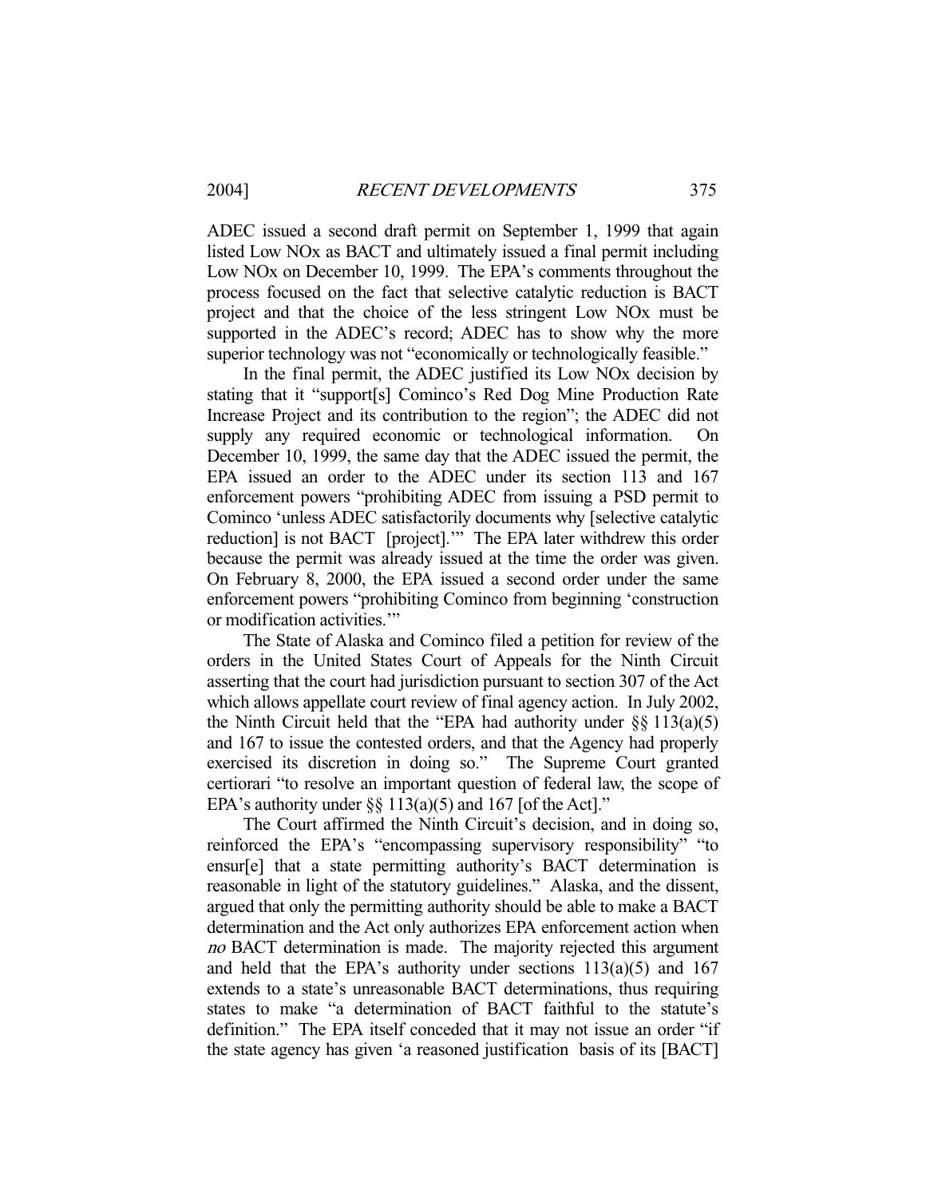ADEC issued a second draft permit on September 1, 1999 that again listed Low NOx as BACT and ultimately issued a final permit including Low NOx on December 10, 1999. The EPA's comments throughout the process focused on the fact that selective catalytic reduction is BACT project and that the choice of the less stringent Low NOx must be supported in the ADEC's record; ADEC has to show why the more superior technology was not "economically or technologically feasible."

In the final permit, the ADEC justified its Low NOx decision by stating that it "support[s] Cominco's Red Dog Mine Production Rate Increase Project and its contribution to the region"; the ADEC did not supply any required economic or technological information. On December 10, 1999, the same day that the ADEC issued the permit, the EPA issued an order to the ADEC under its section 113 and 167 enforcement powers "prohibiting ADEC from issuing a PSD permit to Cominco 'unless ADEC satisfactorily documents why [selective catalytic reduction] is not BACT [project].'" The EPA later withdrew this order because the permit was already issued at the time the order was given. On February 8, 2000, the EPA issued a second order under the same enforcement powers "prohibiting Cominco from beginning 'construction or modification activities.'"

The State of Alaska and Cominco filed a petition for review of the orders in the United States Court of Appeals for the Ninth Circuit asserting that the court had jurisdiction pursuant to section 307 of the Act which allows appellate court review of final agency action. In July 2002, the Ninth Circuit held that the "EPA had authority under §§ 113(a)(5) and 167 to issue the contested orders, and that the Agency had properly exercised its discretion in doing so." The Supreme Court granted certiorari "to resolve an important question of federal law, the scope of EPA's authority under §§ 113(a)(5) and 167 [of the Act]."

The Court affirmed the Ninth Circuit's decision, and in doing so, reinforced the EPA's "encompassing supervisory responsibility" "to ensur[e] that a state permitting authority's BACT determination is reasonable in light of the statutory guidelines." Alaska, and the dissent, argued that only the permitting authority should be able to make a BACT determination and the Act only authorizes EPA enforcement action when *no* BACT determination is made. The majority rejected this argument and held that the EPA's authority under sections 113(a)(5) and 167 extends to a state's unreasonable BACT determinations, thus requiring states to make "a determination of BACT faithful to the statute's definition." The EPA itself conceded that it may not issue an order "if the state agency has given 'a reasoned justification basis of its [BACT]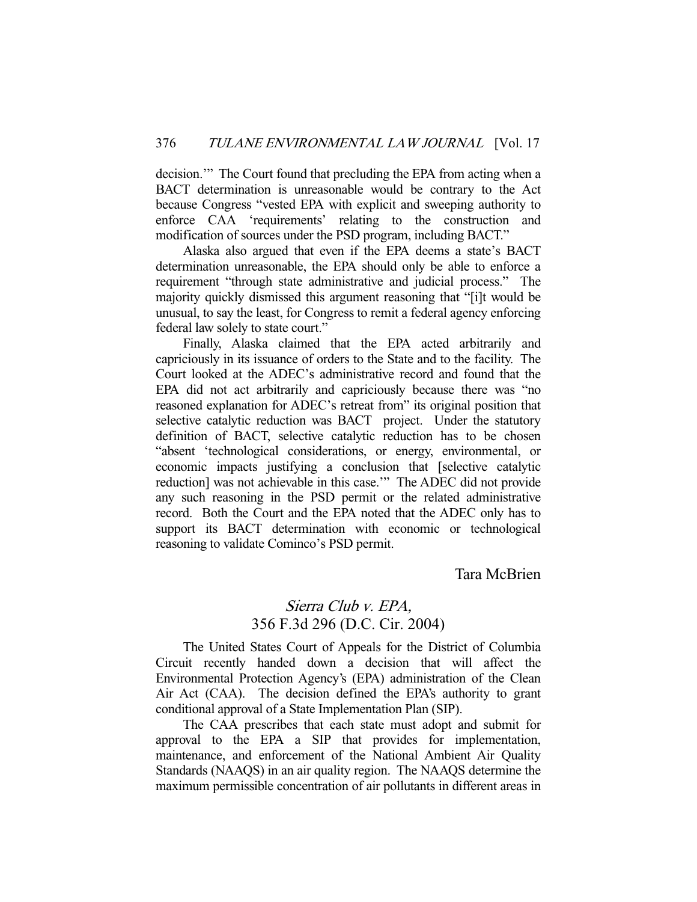decision.'" The Court found that precluding the EPA from acting when a BACT determination is unreasonable would be contrary to the Act because Congress "vested EPA with explicit and sweeping authority to enforce CAA 'requirements' relating to the construction and modification of sources under the PSD program, including BACT."

Alaska also argued that even if the EPA deems a state's BACT determination unreasonable, the EPA should only be able to enforce a requirement "through state administrative and judicial process." The majority quickly dismissed this argument reasoning that "[i]t would be unusual, to say the least, for Congress to remit a federal agency enforcing federal law solely to state court."

Finally, Alaska claimed that the EPA acted arbitrarily and capriciously in its issuance of orders to the State and to the facility. The Court looked at the ADEC's administrative record and found that the EPA did not act arbitrarily and capriciously because there was "no reasoned explanation for ADEC's retreat from" its original position that selective catalytic reduction was BACT project. Under the statutory definition of BACT, selective catalytic reduction has to be chosen "absent 'technological considerations, or energy, environmental, or economic impacts justifying a conclusion that [selective catalytic reduction] was not achievable in this case.'" The ADEC did not provide any such reasoning in the PSD permit or the related administrative record. Both the Court and the EPA noted that the ADEC only has to support its BACT determination with economic or technological reasoning to validate Cominco's PSD permit.

Tara McBrien

## *Sierra Club v. EPA*, 356 F.3d 296 (D.C. Cir. 2004)

The United States Court of Appeals for the District of Columbia Circuit recently handed down a decision that will affect the Environmental Protection Agency's (EPA) administration of the Clean Air Act (CAA). The decision defined the EPA's authority to grant conditional approval of a State Implementation Plan (SIP).

The CAA prescribes that each state must adopt and submit for approval to the EPA a SIP that provides for implementation, maintenance, and enforcement of the National Ambient Air Quality Standards (NAAQS) in an air quality region. The NAAQS determine the maximum permissible concentration of air pollutants in different areas in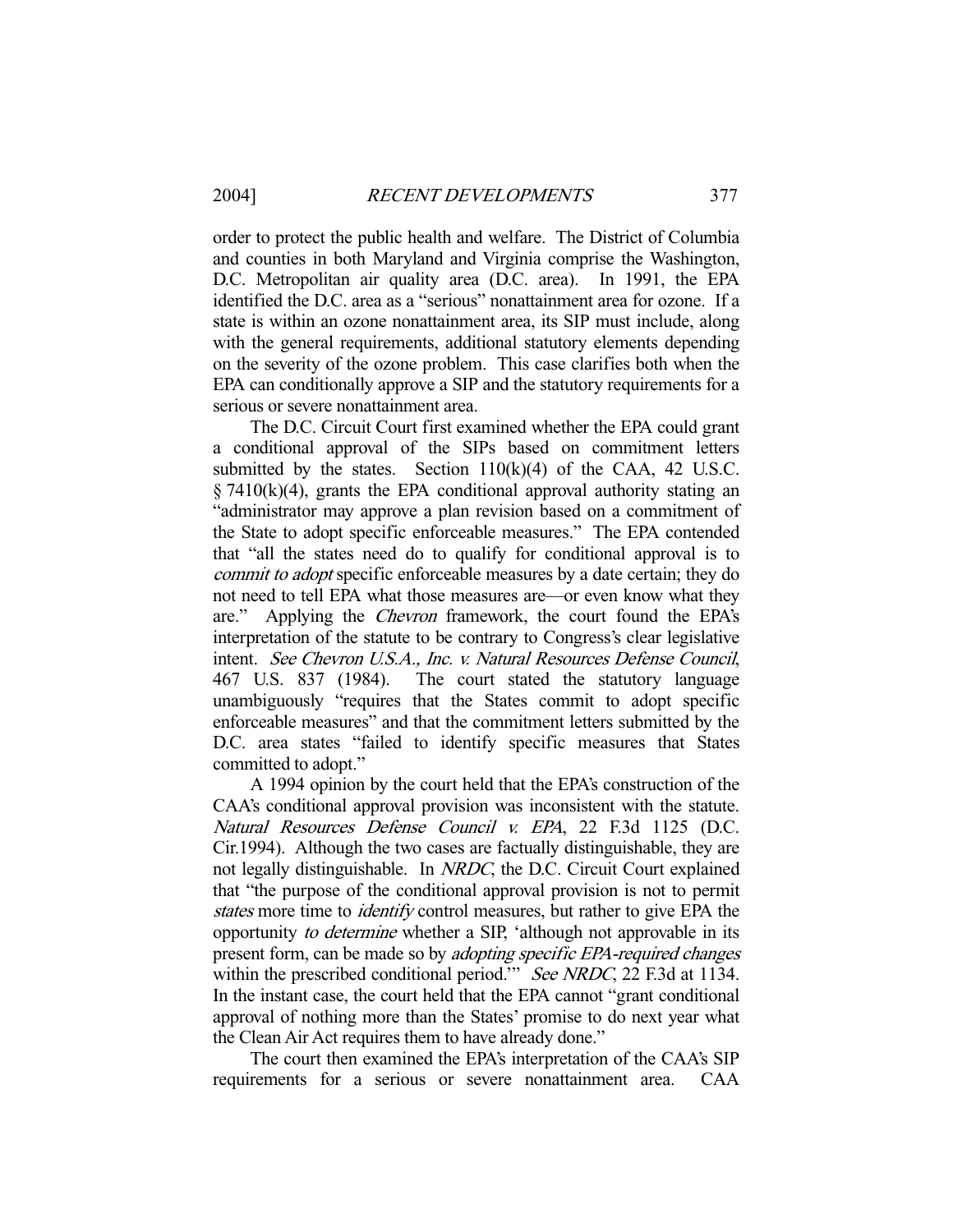order to protect the public health and welfare. The District of Columbia and counties in both Maryland and Virginia comprise the Washington, D.C. Metropolitan air quality area (D.C. area). In 1991, the EPA identified the D.C. area as a "serious" nonattainment area for ozone. If a state is within an ozone nonattainment area, its SIP must include, along with the general requirements, additional statutory elements depending on the severity of the ozone problem. This case clarifies both when the EPA can conditionally approve a SIP and the statutory requirements for a serious or severe nonattainment area.

The D.C. Circuit Court first examined whether the EPA could grant a conditional approval of the SIPs based on commitment letters submitted by the states. Section 110(k)(4) of the CAA, 42 U.S.C. § 7410(k)(4), grants the EPA conditional approval authority stating an "administrator may approve a plan revision based on a commitment of the State to adopt specific enforceable measures." The EPA contended that "all the states need do to qualify for conditional approval is to *commit to adopt* specific enforceable measures by a date certain; they do not need to tell EPA what those measures are—or even know what they are." Applying the *Chevron* framework, the court found the EPA's interpretation of the statute to be contrary to Congress's clear legislative intent. *See Chevron U.S.A., Inc. v. Natural Resources Defense Council*, 467 U.S. 837 (1984). The court stated the statutory language unambiguously "requires that the States commit to adopt specific enforceable measures" and that the commitment letters submitted by the D.C. area states "failed to identify specific measures that States committed to adopt."

A 1994 opinion by the court held that the EPA's construction of the CAA's conditional approval provision was inconsistent with the statute. *Natural Resources Defense Council v. EPA*, 22 F.3d 1125 (D.C. Cir.1994). Although the two cases are factually distinguishable, they are not legally distinguishable. In *NRDC*, the D.C. Circuit Court explained that "the purpose of the conditional approval provision is not to permit *states* more time to *identify* control measures, but rather to give EPA the opportunity *to determine* whether a SIP, 'although not approvable in its present form, can be made so by *adopting specific EPA-required changes* within the prescribed conditional period.'" *See NRDC*, 22 F.3d at 1134. In the instant case, the court held that the EPA cannot "grant conditional approval of nothing more than the States' promise to do next year what the Clean Air Act requires them to have already done."

The court then examined the EPA's interpretation of the CAA's SIP requirements for a serious or severe nonattainment area. CAA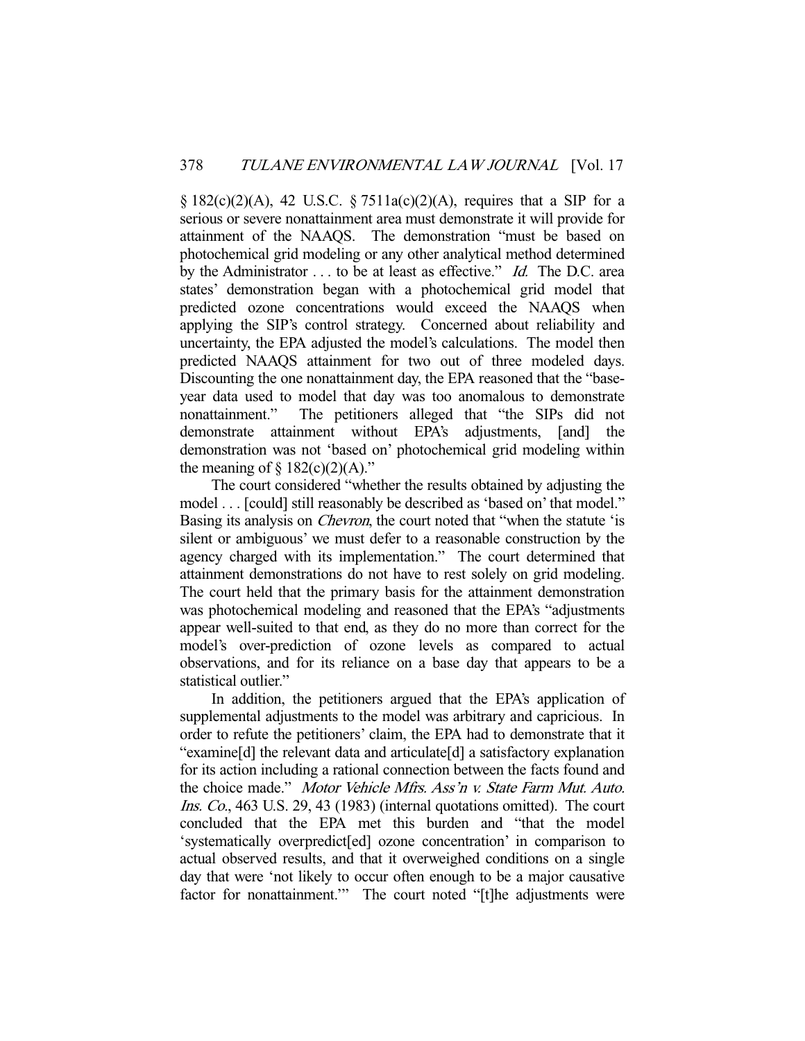§ 182(c)(2)(A), 42 U.S.C. § 7511a(c)(2)(A), requires that a SIP for a serious or severe nonattainment area must demonstrate it will provide for attainment of the NAAQS. The demonstration "must be based on photochemical grid modeling or any other analytical method determined by the Administrator . . . to be at least as effective." *Id.* The D.C. area states' demonstration began with a photochemical grid model that predicted ozone concentrations would exceed the NAAQS when applying the SIP's control strategy. Concerned about reliability and uncertainty, the EPA adjusted the model's calculations. The model then predicted NAAQS attainment for two out of three modeled days. Discounting the one nonattainment day, the EPA reasoned that the "base-year data used to model that day was too anomalous to demonstrate nonattainment." The petitioners alleged that "the SIPs did not demonstrate attainment without EPA's adjustments, [and] the demonstration was not 'based on' photochemical grid modeling within the meaning of § 182(c)(2)(A)."

The court considered "whether the results obtained by adjusting the model . . . [could] still reasonably be described as 'based on' that model." Basing its analysis on *Chevron*, the court noted that "when the statute 'is silent or ambiguous' we must defer to a reasonable construction by the agency charged with its implementation." The court determined that attainment demonstrations do not have to rest solely on grid modeling. The court held that the primary basis for the attainment demonstration was photochemical modeling and reasoned that the EPA's "adjustments appear well-suited to that end, as they do no more than correct for the model's over-prediction of ozone levels as compared to actual observations, and for its reliance on a base day that appears to be a statistical outlier."

In addition, the petitioners argued that the EPA's application of supplemental adjustments to the model was arbitrary and capricious. In order to refute the petitioners' claim, the EPA had to demonstrate that it "examine[d] the relevant data and articulate[d] a satisfactory explanation for its action including a rational connection between the facts found and the choice made." *Motor Vehicle Mfrs. Ass'n v. State Farm Mut. Auto. Ins. Co.*, 463 U.S. 29, 43 (1983) (internal quotations omitted). The court concluded that the EPA met this burden and "that the model 'systematically overpredict[ed] ozone concentration' in comparison to actual observed results, and that it overweighed conditions on a single day that were 'not likely to occur often enough to be a major causative factor for nonattainment.'" The court noted "[t]he adjustments were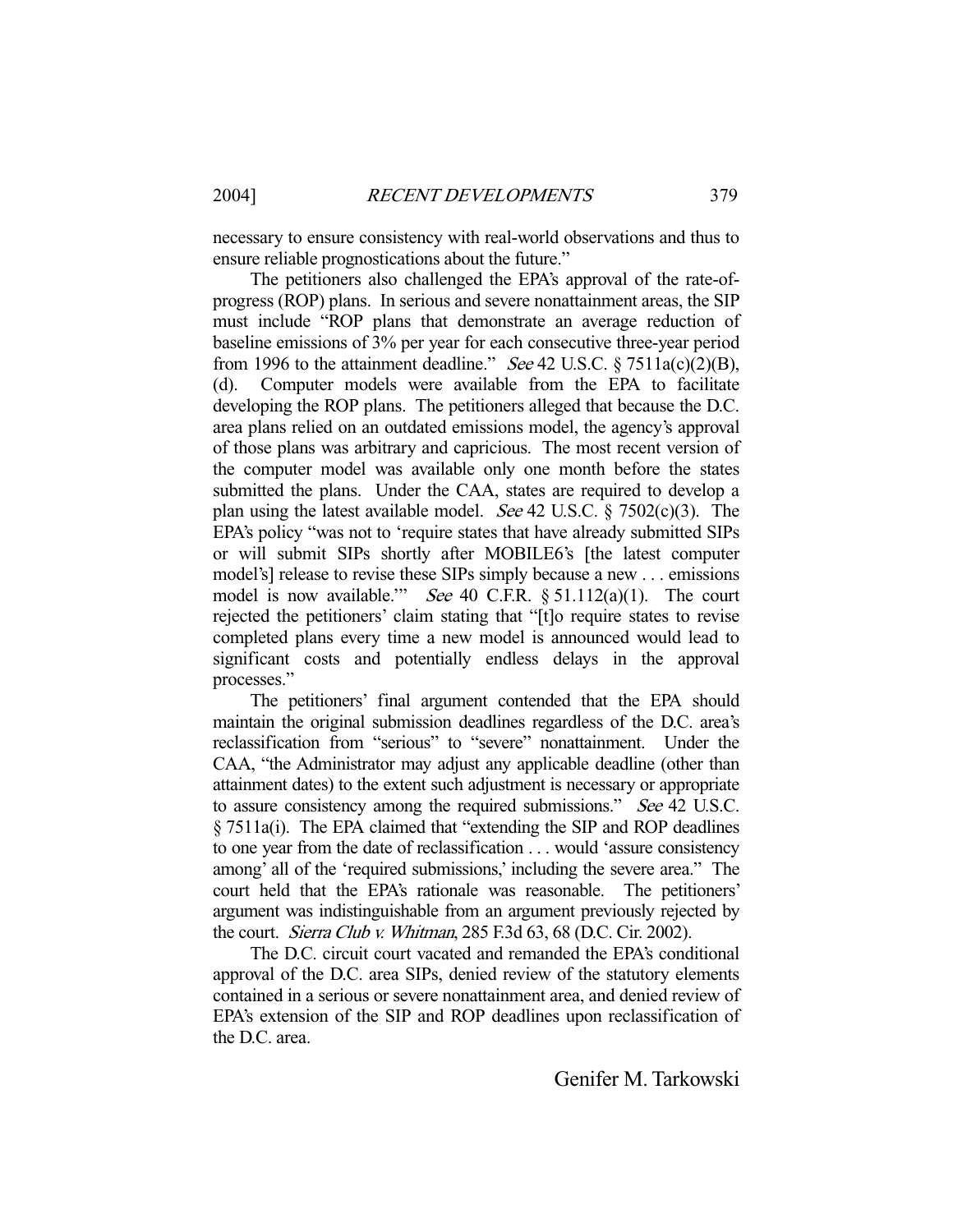necessary to ensure consistency with real-world observations and thus to ensure reliable prognostications about the future."

The petitioners also challenged the EPA's approval of the rate-of-progress (ROP) plans. In serious and severe nonattainment areas, the SIP must include "ROP plans that demonstrate an average reduction of baseline emissions of 3% per year for each consecutive three-year period from 1996 to the attainment deadline." *See* 42 U.S.C. § 7511a(c)(2)(B), (d). Computer models were available from the EPA to facilitate developing the ROP plans. The petitioners alleged that because the D.C. area plans relied on an outdated emissions model, the agency's approval of those plans was arbitrary and capricious. The most recent version of the computer model was available only one month before the states submitted the plans. Under the CAA, states are required to develop a plan using the latest available model. *See* 42 U.S.C. § 7502(c)(3). The EPA's policy "was not to 'require states that have already submitted SIPs or will submit SIPs shortly after MOBILE6's [the latest computer model's] release to revise these SIPs simply because a new . . . emissions model is now available.'" *See* 40 C.F.R. § 51.112(a)(1). The court rejected the petitioners' claim stating that "[t]o require states to revise completed plans every time a new model is announced would lead to significant costs and potentially endless delays in the approval processes."

The petitioners' final argument contended that the EPA should maintain the original submission deadlines regardless of the D.C. area's reclassification from "serious" to "severe" nonattainment. Under the CAA, "the Administrator may adjust any applicable deadline (other than attainment dates) to the extent such adjustment is necessary or appropriate to assure consistency among the required submissions." *See* 42 U.S.C. § 7511a(i). The EPA claimed that "extending the SIP and ROP deadlines to one year from the date of reclassification . . . would 'assure consistency among' all of the 'required submissions,' including the severe area." The court held that the EPA's rationale was reasonable. The petitioners' argument was indistinguishable from an argument previously rejected by the court. *Sierra Club v. Whitman*, 285 F.3d 63, 68 (D.C. Cir. 2002).

The D.C. circuit court vacated and remanded the EPA's conditional approval of the D.C. area SIPs, denied review of the statutory elements contained in a serious or severe nonattainment area, and denied review of EPA's extension of the SIP and ROP deadlines upon reclassification of the D.C. area.

Genifer M. Tarkowski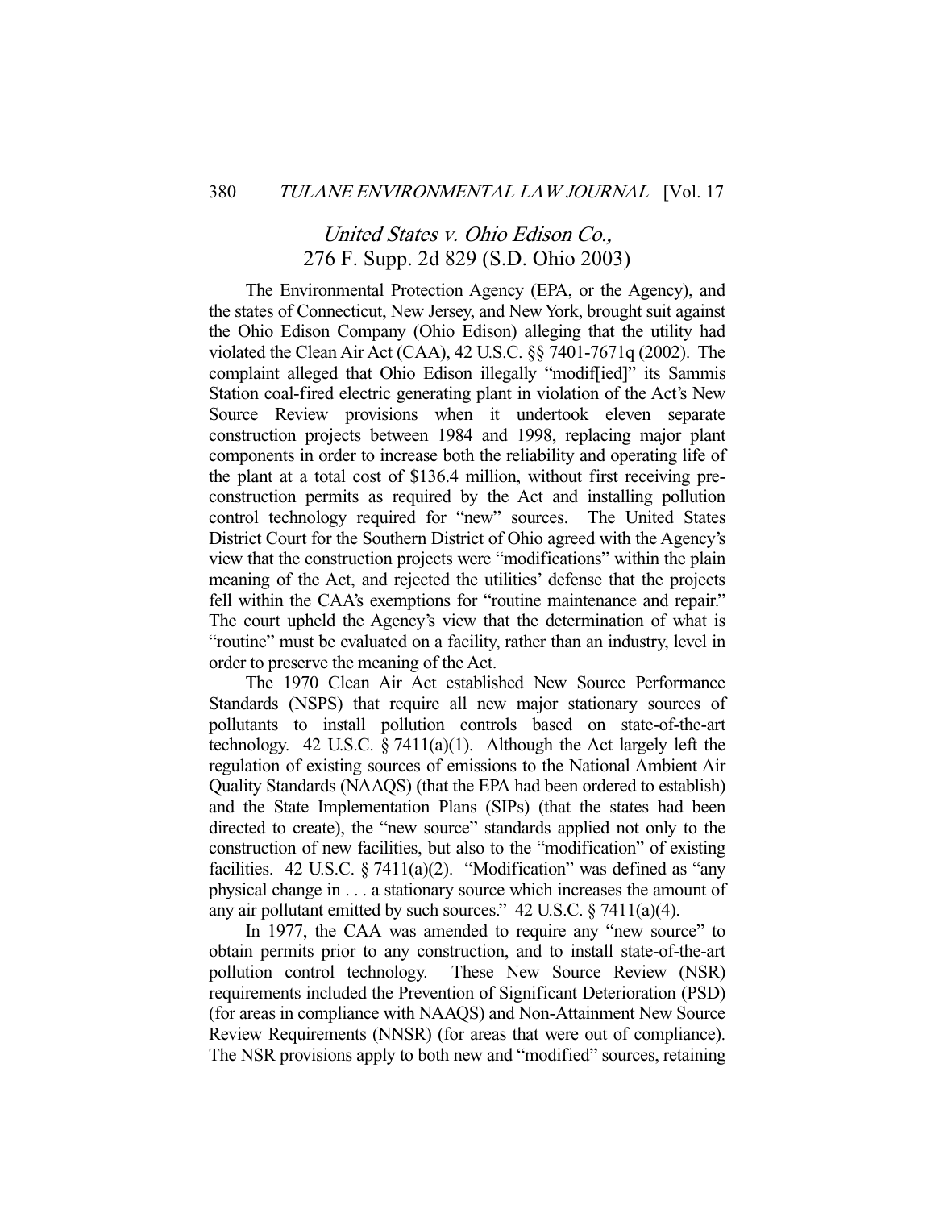## *United States v. Ohio Edison Co.*, 276 F. Supp. 2d 829 (S.D. Ohio 2003)

The Environmental Protection Agency (EPA, or the Agency), and the states of Connecticut, New Jersey, and New York, brought suit against the Ohio Edison Company (Ohio Edison) alleging that the utility had violated the Clean Air Act (CAA), 42 U.S.C. §§ 7401-7671q (2002). The complaint alleged that Ohio Edison illegally "modif[ied]" its Sammis Station coal-fired electric generating plant in violation of the Act's New Source Review provisions when it undertook eleven separate construction projects between 1984 and 1998, replacing major plant components in order to increase both the reliability and operating life of the plant at a total cost of $136.4 million, without first receiving pre-construction permits as required by the Act and installing pollution control technology required for "new" sources. The United States District Court for the Southern District of Ohio agreed with the Agency's view that the construction projects were "modifications" within the plain meaning of the Act, and rejected the utilities' defense that the projects fell within the CAA's exemptions for "routine maintenance and repair." The court upheld the Agency's view that the determination of what is "routine" must be evaluated on a facility, rather than an industry, level in order to preserve the meaning of the Act.

The 1970 Clean Air Act established New Source Performance Standards (NSPS) that require all new major stationary sources of pollutants to install pollution controls based on state-of-the-art technology. 42 U.S.C. § 7411(a)(1). Although the Act largely left the regulation of existing sources of emissions to the National Ambient Air Quality Standards (NAAQS) (that the EPA had been ordered to establish) and the State Implementation Plans (SIPs) (that the states had been directed to create), the "new source" standards applied not only to the construction of new facilities, but also to the "modification" of existing facilities. 42 U.S.C. § 7411(a)(2). "Modification" was defined as "any physical change in . . . a stationary source which increases the amount of any air pollutant emitted by such sources." 42 U.S.C. § 7411(a)(4).

In 1977, the CAA was amended to require any "new source" to obtain permits prior to any construction, and to install state-of-the-art pollution control technology. These New Source Review (NSR) requirements included the Prevention of Significant Deterioration (PSD) (for areas in compliance with NAAQS) and Non-Attainment New Source Review Requirements (NNSR) (for areas that were out of compliance). The NSR provisions apply to both new and "modified" sources, retaining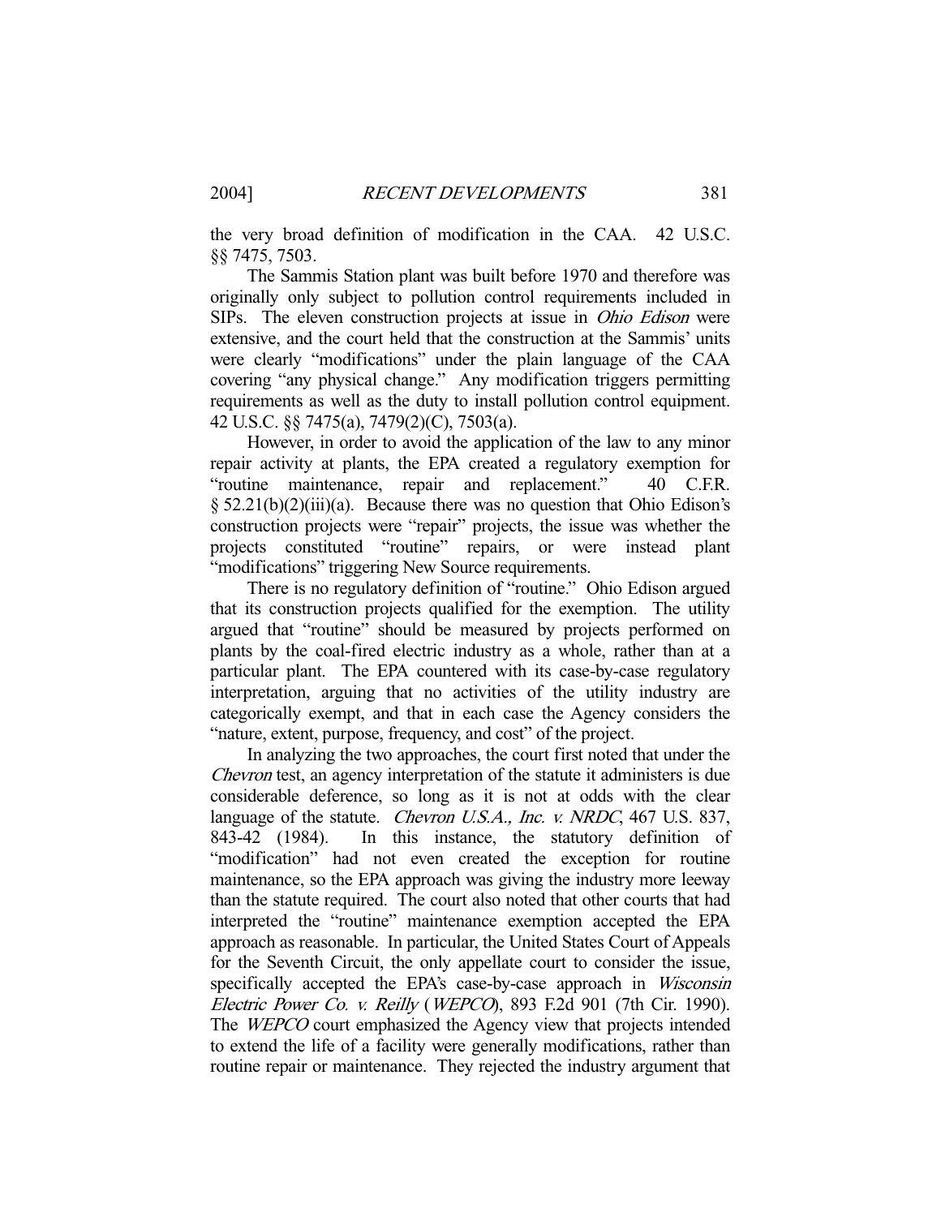the very broad definition of modification in the CAA. 42 U.S.C. §§ 7475, 7503.

The Sammis Station plant was built before 1970 and therefore was originally only subject to pollution control requirements included in SIPs. The eleven construction projects at issue in *Ohio Edison* were extensive, and the court held that the construction at the Sammis' units were clearly "modifications" under the plain language of the CAA covering "any physical change." Any modification triggers permitting requirements as well as the duty to install pollution control equipment. 42 U.S.C. §§ 7475(a), 7479(2)(C), 7503(a).

However, in order to avoid the application of the law to any minor repair activity at plants, the EPA created a regulatory exemption for "routine maintenance, repair and replacement." 40 C.F.R. § 52.21(b)(2)(iii)(a). Because there was no question that Ohio Edison's construction projects were "repair" projects, the issue was whether the projects constituted "routine" repairs, or were instead plant "modifications" triggering New Source requirements.

There is no regulatory definition of "routine." Ohio Edison argued that its construction projects qualified for the exemption. The utility argued that "routine" should be measured by projects performed on plants by the coal-fired electric industry as a whole, rather than at a particular plant. The EPA countered with its case-by-case regulatory interpretation, arguing that no activities of the utility industry are categorically exempt, and that in each case the Agency considers the "nature, extent, purpose, frequency, and cost" of the project.

In analyzing the two approaches, the court first noted that under the *Chevron* test, an agency interpretation of the statute it administers is due considerable deference, so long as it is not at odds with the clear language of the statute. *Chevron U.S.A., Inc. v. NRDC*, 467 U.S. 837, 843-42 (1984). In this instance, the statutory definition of "modification" had not even created the exception for routine maintenance, so the EPA approach was giving the industry more leeway than the statute required. The court also noted that other courts that had interpreted the "routine" maintenance exemption accepted the EPA approach as reasonable. In particular, the United States Court of Appeals for the Seventh Circuit, the only appellate court to consider the issue, specifically accepted the EPA's case-by-case approach in *Wisconsin Electric Power Co. v. Reilly* (*WEPCO*), 893 F.2d 901 (7th Cir. 1990). The *WEPCO* court emphasized the Agency view that projects intended to extend the life of a facility were generally modifications, rather than routine repair or maintenance. They rejected the industry argument that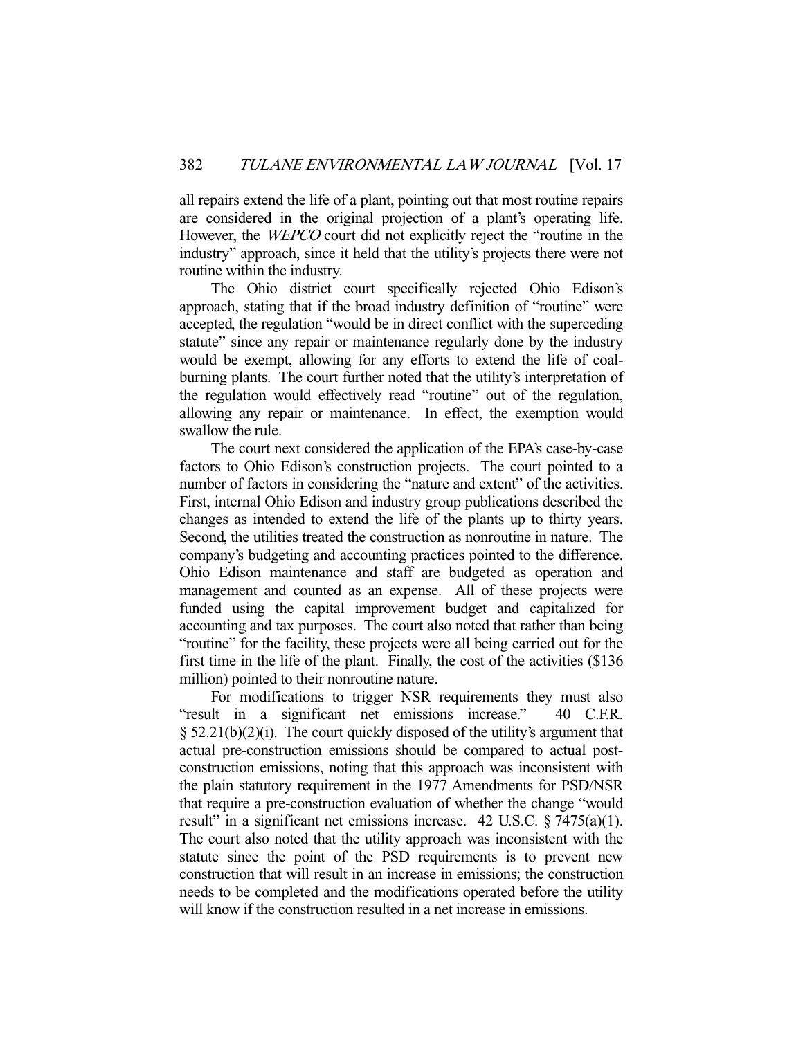all repairs extend the life of a plant, pointing out that most routine repairs are considered in the original projection of a plant's operating life. However, the *WEPCO* court did not explicitly reject the "routine in the industry" approach, since it held that the utility's projects there were not routine within the industry.

The Ohio district court specifically rejected Ohio Edison's approach, stating that if the broad industry definition of "routine" were accepted, the regulation "would be in direct conflict with the superceding statute" since any repair or maintenance regularly done by the industry would be exempt, allowing for any efforts to extend the life of coal-burning plants. The court further noted that the utility's interpretation of the regulation would effectively read "routine" out of the regulation, allowing any repair or maintenance. In effect, the exemption would swallow the rule.

The court next considered the application of the EPA's case-by-case factors to Ohio Edison's construction projects. The court pointed to a number of factors in considering the "nature and extent" of the activities. First, internal Ohio Edison and industry group publications described the changes as intended to extend the life of the plants up to thirty years. Second, the utilities treated the construction as nonroutine in nature. The company's budgeting and accounting practices pointed to the difference. Ohio Edison maintenance and staff are budgeted as operation and management and counted as an expense. All of these projects were funded using the capital improvement budget and capitalized for accounting and tax purposes. The court also noted that rather than being "routine" for the facility, these projects were all being carried out for the first time in the life of the plant. Finally, the cost of the activities ($136 million) pointed to their nonroutine nature.

For modifications to trigger NSR requirements they must also "result in a significant net emissions increase." 40 C.F.R. § 52.21(b)(2)(i). The court quickly disposed of the utility's argument that actual pre-construction emissions should be compared to actual post-construction emissions, noting that this approach was inconsistent with the plain statutory requirement in the 1977 Amendments for PSD/NSR that require a pre-construction evaluation of whether the change "would result" in a significant net emissions increase. 42 U.S.C. § 7475(a)(1). The court also noted that the utility approach was inconsistent with the statute since the point of the PSD requirements is to prevent new construction that will result in an increase in emissions; the construction needs to be completed and the modifications operated before the utility will know if the construction resulted in a net increase in emissions.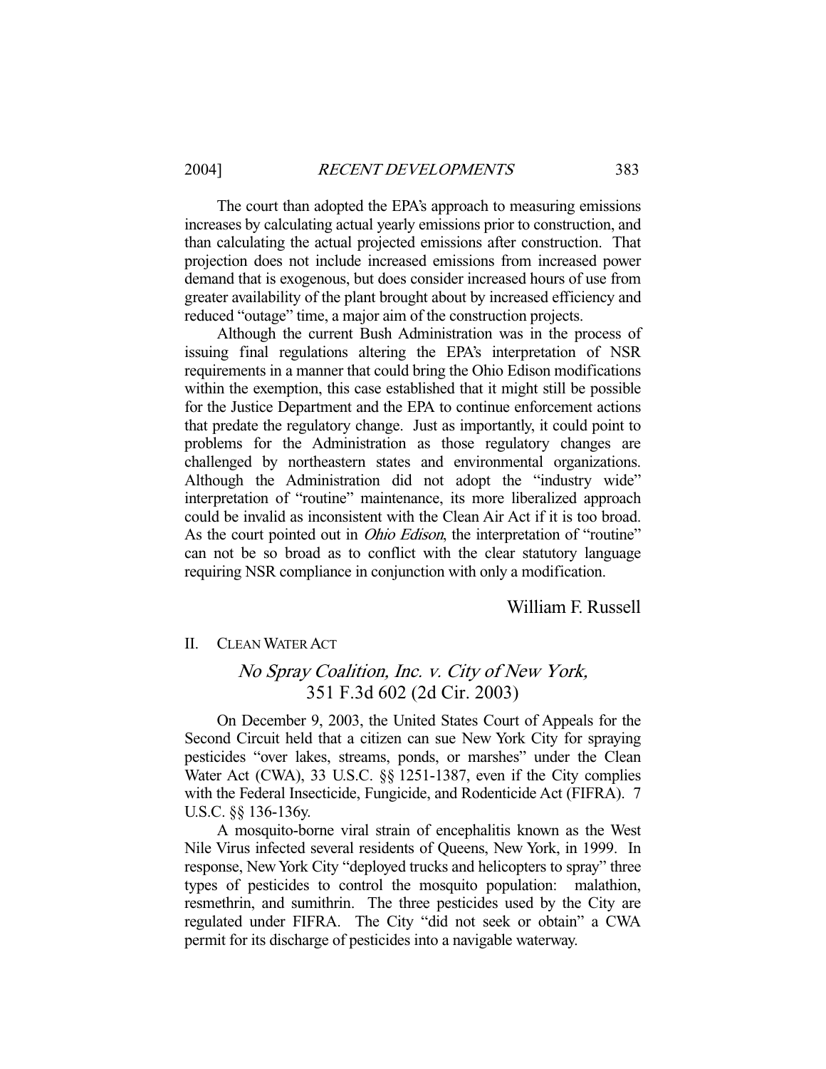The court than adopted the EPA's approach to measuring emissions increases by calculating actual yearly emissions prior to construction, and than calculating the actual projected emissions after construction. That projection does not include increased emissions from increased power demand that is exogenous, but does consider increased hours of use from greater availability of the plant brought about by increased efficiency and reduced "outage" time, a major aim of the construction projects.

Although the current Bush Administration was in the process of issuing final regulations altering the EPA's interpretation of NSR requirements in a manner that could bring the Ohio Edison modifications within the exemption, this case established that it might still be possible for the Justice Department and the EPA to continue enforcement actions that predate the regulatory change. Just as importantly, it could point to problems for the Administration as those regulatory changes are challenged by northeastern states and environmental organizations. Although the Administration did not adopt the "industry wide" interpretation of "routine" maintenance, its more liberalized approach could be invalid as inconsistent with the Clean Air Act if it is too broad. As the court pointed out in *Ohio Edison*, the interpretation of "routine" can not be so broad as to conflict with the clear statutory language requiring NSR compliance in conjunction with only a modification.

William F. Russell

## II. CLEAN WATER ACT

### *No Spray Coalition, Inc. v. City of New York*, 351 F.3d 602 (2d Cir. 2003)

On December 9, 2003, the United States Court of Appeals for the Second Circuit held that a citizen can sue New York City for spraying pesticides "over lakes, streams, ponds, or marshes" under the Clean Water Act (CWA), 33 U.S.C. §§ 1251-1387, even if the City complies with the Federal Insecticide, Fungicide, and Rodenticide Act (FIFRA). 7 U.S.C. §§ 136-136y.

A mosquito-borne viral strain of encephalitis known as the West Nile Virus infected several residents of Queens, New York, in 1999. In response, New York City "deployed trucks and helicopters to spray" three types of pesticides to control the mosquito population: malathion, resmethrin, and sumithrin. The three pesticides used by the City are regulated under FIFRA. The City "did not seek or obtain" a CWA permit for its discharge of pesticides into a navigable waterway.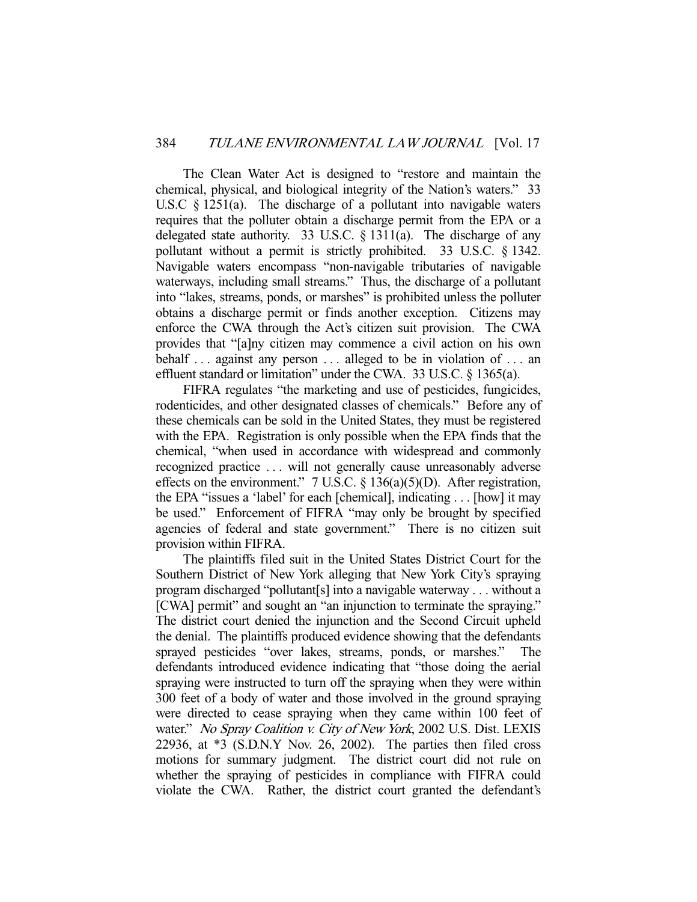The Clean Water Act is designed to "restore and maintain the chemical, physical, and biological integrity of the Nation's waters." 33 U.S.C § 1251(a). The discharge of a pollutant into navigable waters requires that the polluter obtain a discharge permit from the EPA or a delegated state authority. 33 U.S.C. § 1311(a). The discharge of any pollutant without a permit is strictly prohibited. 33 U.S.C. § 1342. Navigable waters encompass "non-navigable tributaries of navigable waterways, including small streams." Thus, the discharge of a pollutant into "lakes, streams, ponds, or marshes" is prohibited unless the polluter obtains a discharge permit or finds another exception. Citizens may enforce the CWA through the Act's citizen suit provision. The CWA provides that "[a]ny citizen may commence a civil action on his own behalf . . . against any person . . . alleged to be in violation of . . . an effluent standard or limitation" under the CWA. 33 U.S.C. § 1365(a).

FIFRA regulates "the marketing and use of pesticides, fungicides, rodenticides, and other designated classes of chemicals." Before any of these chemicals can be sold in the United States, they must be registered with the EPA. Registration is only possible when the EPA finds that the chemical, "when used in accordance with widespread and commonly recognized practice . . . will not generally cause unreasonably adverse effects on the environment." 7 U.S.C. § 136(a)(5)(D). After registration, the EPA "issues a 'label' for each [chemical], indicating . . . [how] it may be used." Enforcement of FIFRA "may only be brought by specified agencies of federal and state government." There is no citizen suit provision within FIFRA.

The plaintiffs filed suit in the United States District Court for the Southern District of New York alleging that New York City's spraying program discharged "pollutant[s] into a navigable waterway . . . without a [CWA] permit" and sought an "an injunction to terminate the spraying." The district court denied the injunction and the Second Circuit upheld the denial. The plaintiffs produced evidence showing that the defendants sprayed pesticides "over lakes, streams, ponds, or marshes." The defendants introduced evidence indicating that "those doing the aerial spraying were instructed to turn off the spraying when they were within 300 feet of a body of water and those involved in the ground spraying were directed to cease spraying when they came within 100 feet of water." *No Spray Coalition v. City of New York*, 2002 U.S. Dist. LEXIS 22936, at *3 (S.D.N.Y Nov. 26, 2002). The parties then filed cross motions for summary judgment. The district court did not rule on whether the spraying of pesticides in compliance with FIFRA could violate the CWA. Rather, the district court granted the defendant's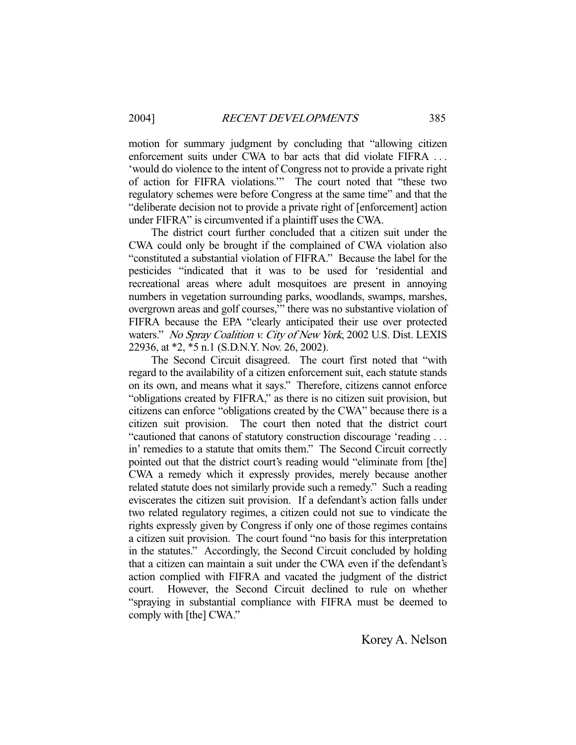motion for summary judgment by concluding that "allowing citizen enforcement suits under CWA to bar acts that did violate FIFRA . . . 'would do violence to the intent of Congress not to provide a private right of action for FIFRA violations.'" The court noted that "these two regulatory schemes were before Congress at the same time" and that the "deliberate decision not to provide a private right of [enforcement] action under FIFRA" is circumvented if a plaintiff uses the CWA.

The district court further concluded that a citizen suit under the CWA could only be brought if the complained of CWA violation also "constituted a substantial violation of FIFRA." Because the label for the pesticides "indicated that it was to be used for 'residential and recreational areas where adult mosquitoes are present in annoying numbers in vegetation surrounding parks, woodlands, swamps, marshes, overgrown areas and golf courses,'" there was no substantive violation of FIFRA because the EPA "clearly anticipated their use over protected waters." *No Spray Coalition v. City of New York*, 2002 U.S. Dist. LEXIS 22936, at *2, *5 n.1 (S.D.N.Y. Nov. 26, 2002).

The Second Circuit disagreed. The court first noted that "with regard to the availability of a citizen enforcement suit, each statute stands on its own, and means what it says." Therefore, citizens cannot enforce "obligations created by FIFRA," as there is no citizen suit provision, but citizens can enforce "obligations created by the CWA" because there is a citizen suit provision. The court then noted that the district court "cautioned that canons of statutory construction discourage 'reading . . . in' remedies to a statute that omits them." The Second Circuit correctly pointed out that the district court's reading would "eliminate from [the] CWA a remedy which it expressly provides, merely because another related statute does not similarly provide such a remedy." Such a reading eviscerates the citizen suit provision. If a defendant's action falls under two related regulatory regimes, a citizen could not sue to vindicate the rights expressly given by Congress if only one of those regimes contains a citizen suit provision. The court found "no basis for this interpretation in the statutes." Accordingly, the Second Circuit concluded by holding that a citizen can maintain a suit under the CWA even if the defendant's action complied with FIFRA and vacated the judgment of the district court. However, the Second Circuit declined to rule on whether "spraying in substantial compliance with FIFRA must be deemed to comply with [the] CWA."

Korey A. Nelson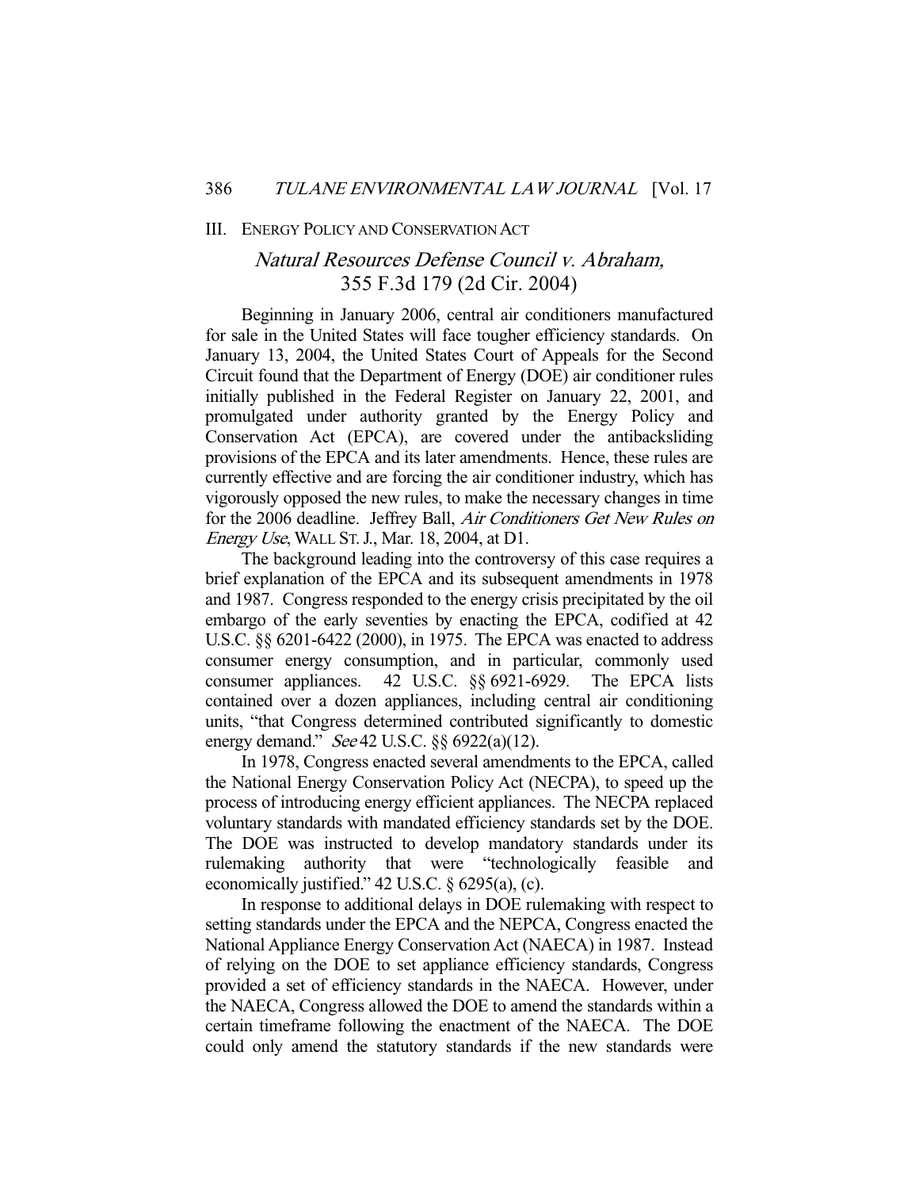## III. ENERGY POLICY AND CONSERVATION ACT

### *Natural Resources Defense Council v. Abraham*, 355 F.3d 179 (2d Cir. 2004)

Beginning in January 2006, central air conditioners manufactured for sale in the United States will face tougher efficiency standards. On January 13, 2004, the United States Court of Appeals for the Second Circuit found that the Department of Energy (DOE) air conditioner rules initially published in the Federal Register on January 22, 2001, and promulgated under authority granted by the Energy Policy and Conservation Act (EPCA), are covered under the antibacksliding provisions of the EPCA and its later amendments. Hence, these rules are currently effective and are forcing the air conditioner industry, which has vigorously opposed the new rules, to make the necessary changes in time for the 2006 deadline. Jeffrey Ball, *Air Conditioners Get New Rules on Energy Use*, WALL ST. J., Mar. 18, 2004, at D1.

The background leading into the controversy of this case requires a brief explanation of the EPCA and its subsequent amendments in 1978 and 1987. Congress responded to the energy crisis precipitated by the oil embargo of the early seventies by enacting the EPCA, codified at 42 U.S.C. §§ 6201-6422 (2000), in 1975. The EPCA was enacted to address consumer energy consumption, and in particular, commonly used consumer appliances. 42 U.S.C. §§ 6921-6929. The EPCA lists contained over a dozen appliances, including central air conditioning units, "that Congress determined contributed significantly to domestic energy demand." *See* 42 U.S.C. §§ 6922(a)(12).

In 1978, Congress enacted several amendments to the EPCA, called the National Energy Conservation Policy Act (NECPA), to speed up the process of introducing energy efficient appliances. The NECPA replaced voluntary standards with mandated efficiency standards set by the DOE. The DOE was instructed to develop mandatory standards under its rulemaking authority that were "technologically feasible and economically justified." 42 U.S.C. § 6295(a), (c).

In response to additional delays in DOE rulemaking with respect to setting standards under the EPCA and the NEPCA, Congress enacted the National Appliance Energy Conservation Act (NAECA) in 1987. Instead of relying on the DOE to set appliance efficiency standards, Congress provided a set of efficiency standards in the NAECA. However, under the NAECA, Congress allowed the DOE to amend the standards within a certain timeframe following the enactment of the NAECA. The DOE could only amend the statutory standards if the new standards were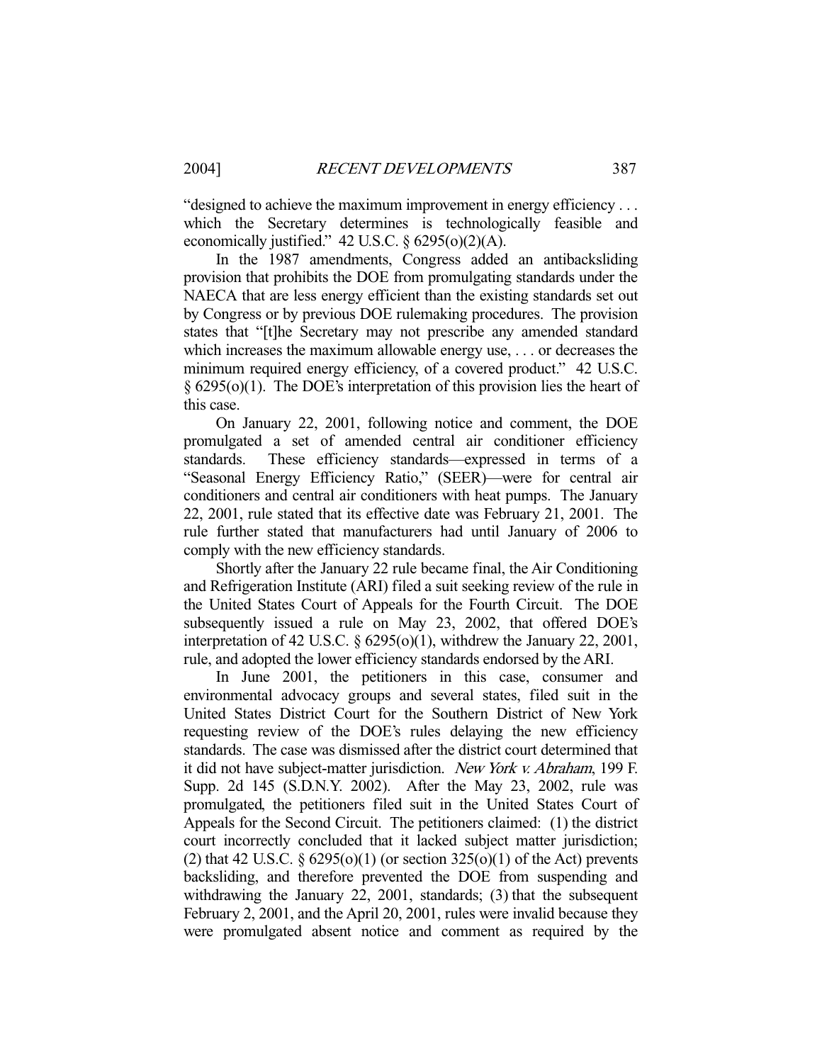"designed to achieve the maximum improvement in energy efficiency . . . which the Secretary determines is technologically feasible and economically justified." 42 U.S.C. § 6295(o)(2)(A).

In the 1987 amendments, Congress added an antibacksliding provision that prohibits the DOE from promulgating standards under the NAECA that are less energy efficient than the existing standards set out by Congress or by previous DOE rulemaking procedures. The provision states that "[t]he Secretary may not prescribe any amended standard which increases the maximum allowable energy use, . . . or decreases the minimum required energy efficiency, of a covered product." 42 U.S.C. § 6295(o)(1). The DOE's interpretation of this provision lies the heart of this case.

On January 22, 2001, following notice and comment, the DOE promulgated a set of amended central air conditioner efficiency standards. These efficiency standards—expressed in terms of a "Seasonal Energy Efficiency Ratio," (SEER)—were for central air conditioners and central air conditioners with heat pumps. The January 22, 2001, rule stated that its effective date was February 21, 2001. The rule further stated that manufacturers had until January of 2006 to comply with the new efficiency standards.

Shortly after the January 22 rule became final, the Air Conditioning and Refrigeration Institute (ARI) filed a suit seeking review of the rule in the United States Court of Appeals for the Fourth Circuit. The DOE subsequently issued a rule on May 23, 2002, that offered DOE's interpretation of 42 U.S.C. § 6295(o)(1), withdrew the January 22, 2001, rule, and adopted the lower efficiency standards endorsed by the ARI.

In June 2001, the petitioners in this case, consumer and environmental advocacy groups and several states, filed suit in the United States District Court for the Southern District of New York requesting review of the DOE's rules delaying the new efficiency standards. The case was dismissed after the district court determined that it did not have subject-matter jurisdiction. *New York v. Abraham*, 199 F. Supp. 2d 145 (S.D.N.Y. 2002). After the May 23, 2002, rule was promulgated, the petitioners filed suit in the United States Court of Appeals for the Second Circuit. The petitioners claimed: (1) the district court incorrectly concluded that it lacked subject matter jurisdiction; (2) that 42 U.S.C. § 6295(o)(1) (or section 325(o)(1) of the Act) prevents backsliding, and therefore prevented the DOE from suspending and withdrawing the January 22, 2001, standards; (3) that the subsequent February 2, 2001, and the April 20, 2001, rules were invalid because they were promulgated absent notice and comment as required by the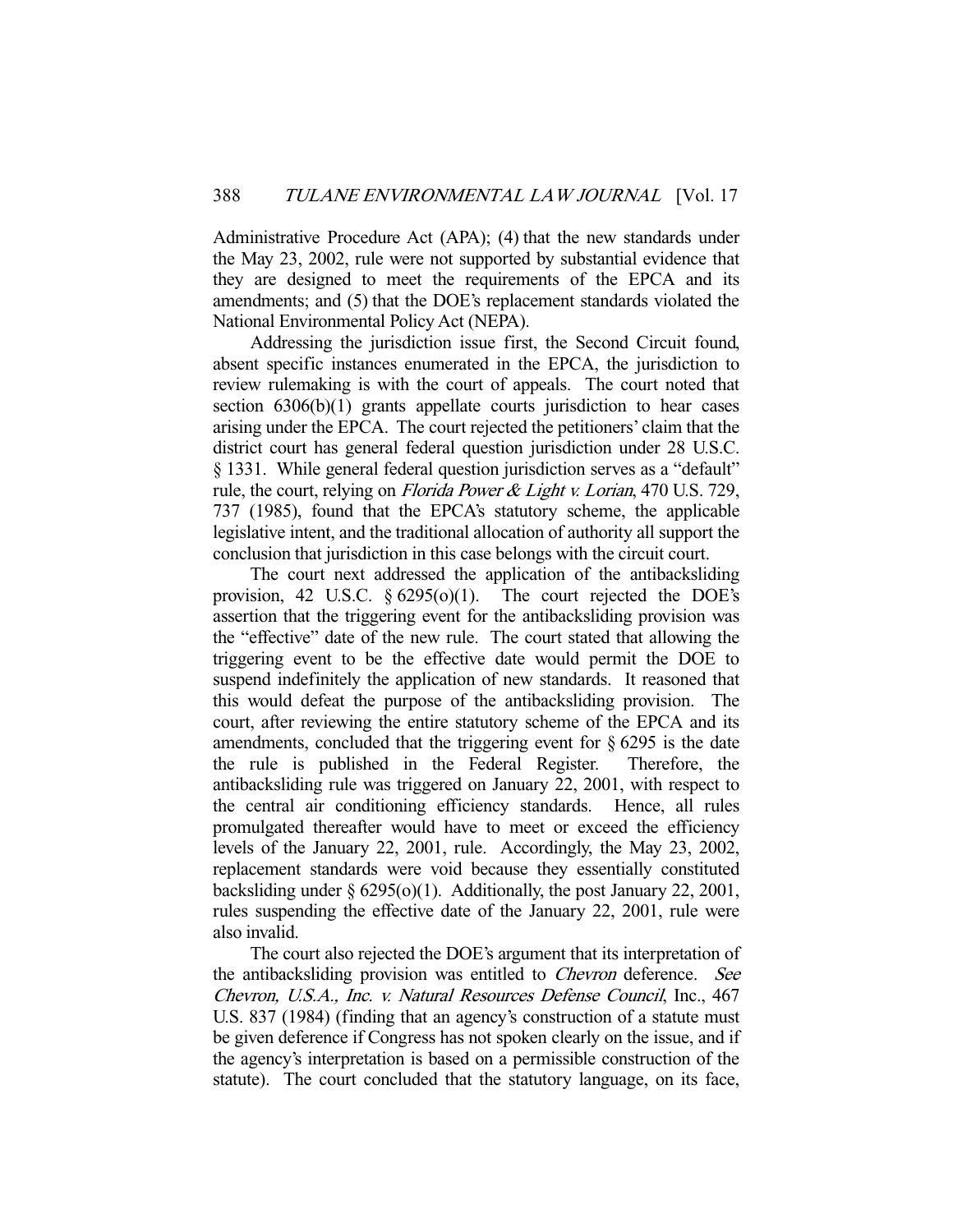Administrative Procedure Act (APA); (4) that the new standards under the May 23, 2002, rule were not supported by substantial evidence that they are designed to meet the requirements of the EPCA and its amendments; and (5) that the DOE's replacement standards violated the National Environmental Policy Act (NEPA).

Addressing the jurisdiction issue first, the Second Circuit found, absent specific instances enumerated in the EPCA, the jurisdiction to review rulemaking is with the court of appeals. The court noted that section 6306(b)(1) grants appellate courts jurisdiction to hear cases arising under the EPCA. The court rejected the petitioners' claim that the district court has general federal question jurisdiction under 28 U.S.C. § 1331. While general federal question jurisdiction serves as a "default" rule, the court, relying on *Florida Power & Light v. Lorian*, 470 U.S. 729, 737 (1985), found that the EPCA's statutory scheme, the applicable legislative intent, and the traditional allocation of authority all support the conclusion that jurisdiction in this case belongs with the circuit court.

The court next addressed the application of the antibacksliding provision, 42 U.S.C. § 6295(o)(1). The court rejected the DOE's assertion that the triggering event for the antibacksliding provision was the "effective" date of the new rule. The court stated that allowing the triggering event to be the effective date would permit the DOE to suspend indefinitely the application of new standards. It reasoned that this would defeat the purpose of the antibacksliding provision. The court, after reviewing the entire statutory scheme of the EPCA and its amendments, concluded that the triggering event for § 6295 is the date the rule is published in the Federal Register. Therefore, the antibacksliding rule was triggered on January 22, 2001, with respect to the central air conditioning efficiency standards. Hence, all rules promulgated thereafter would have to meet or exceed the efficiency levels of the January 22, 2001, rule. Accordingly, the May 23, 2002, replacement standards were void because they essentially constituted backsliding under § 6295(o)(1). Additionally, the post January 22, 2001, rules suspending the effective date of the January 22, 2001, rule were also invalid.

The court also rejected the DOE's argument that its interpretation of the antibacksliding provision was entitled to *Chevron* deference. *See Chevron, U.S.A., Inc. v. Natural Resources Defense Council*, Inc., 467 U.S. 837 (1984) (finding that an agency's construction of a statute must be given deference if Congress has not spoken clearly on the issue, and if the agency's interpretation is based on a permissible construction of the statute). The court concluded that the statutory language, on its face,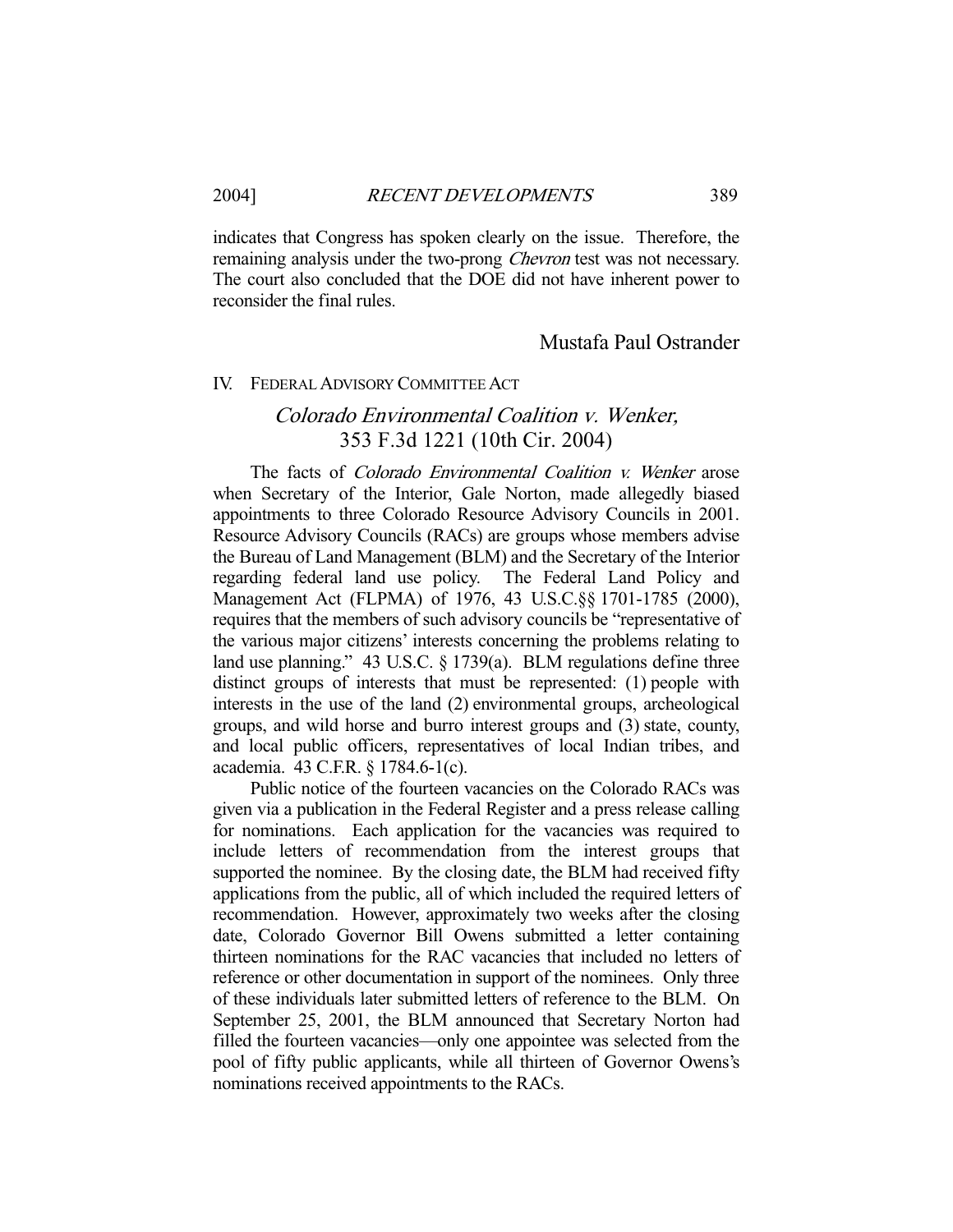indicates that Congress has spoken clearly on the issue. Therefore, the remaining analysis under the two-prong *Chevron* test was not necessary. The court also concluded that the DOE did not have inherent power to reconsider the final rules.

Mustafa Paul Ostrander

## IV. FEDERAL ADVISORY COMMITTEE ACT

### *Colorado Environmental Coalition v. Wenker,* 353 F.3d 1221 (10th Cir. 2004)

The facts of *Colorado Environmental Coalition v. Wenker* arose when Secretary of the Interior, Gale Norton, made allegedly biased appointments to three Colorado Resource Advisory Councils in 2001. Resource Advisory Councils (RACs) are groups whose members advise the Bureau of Land Management (BLM) and the Secretary of the Interior regarding federal land use policy. The Federal Land Policy and Management Act (FLPMA) of 1976, 43 U.S.C.§§ 1701-1785 (2000), requires that the members of such advisory councils be "representative of the various major citizens' interests concerning the problems relating to land use planning." 43 U.S.C. § 1739(a). BLM regulations define three distinct groups of interests that must be represented: (1) people with interests in the use of the land (2) environmental groups, archeological groups, and wild horse and burro interest groups and (3) state, county, and local public officers, representatives of local Indian tribes, and academia. 43 C.F.R. § 1784.6-1(c).

Public notice of the fourteen vacancies on the Colorado RACs was given via a publication in the Federal Register and a press release calling for nominations. Each application for the vacancies was required to include letters of recommendation from the interest groups that supported the nominee. By the closing date, the BLM had received fifty applications from the public, all of which included the required letters of recommendation. However, approximately two weeks after the closing date, Colorado Governor Bill Owens submitted a letter containing thirteen nominations for the RAC vacancies that included no letters of reference or other documentation in support of the nominees. Only three of these individuals later submitted letters of reference to the BLM. On September 25, 2001, the BLM announced that Secretary Norton had filled the fourteen vacancies—only one appointee was selected from the pool of fifty public applicants, while all thirteen of Governor Owens's nominations received appointments to the RACs.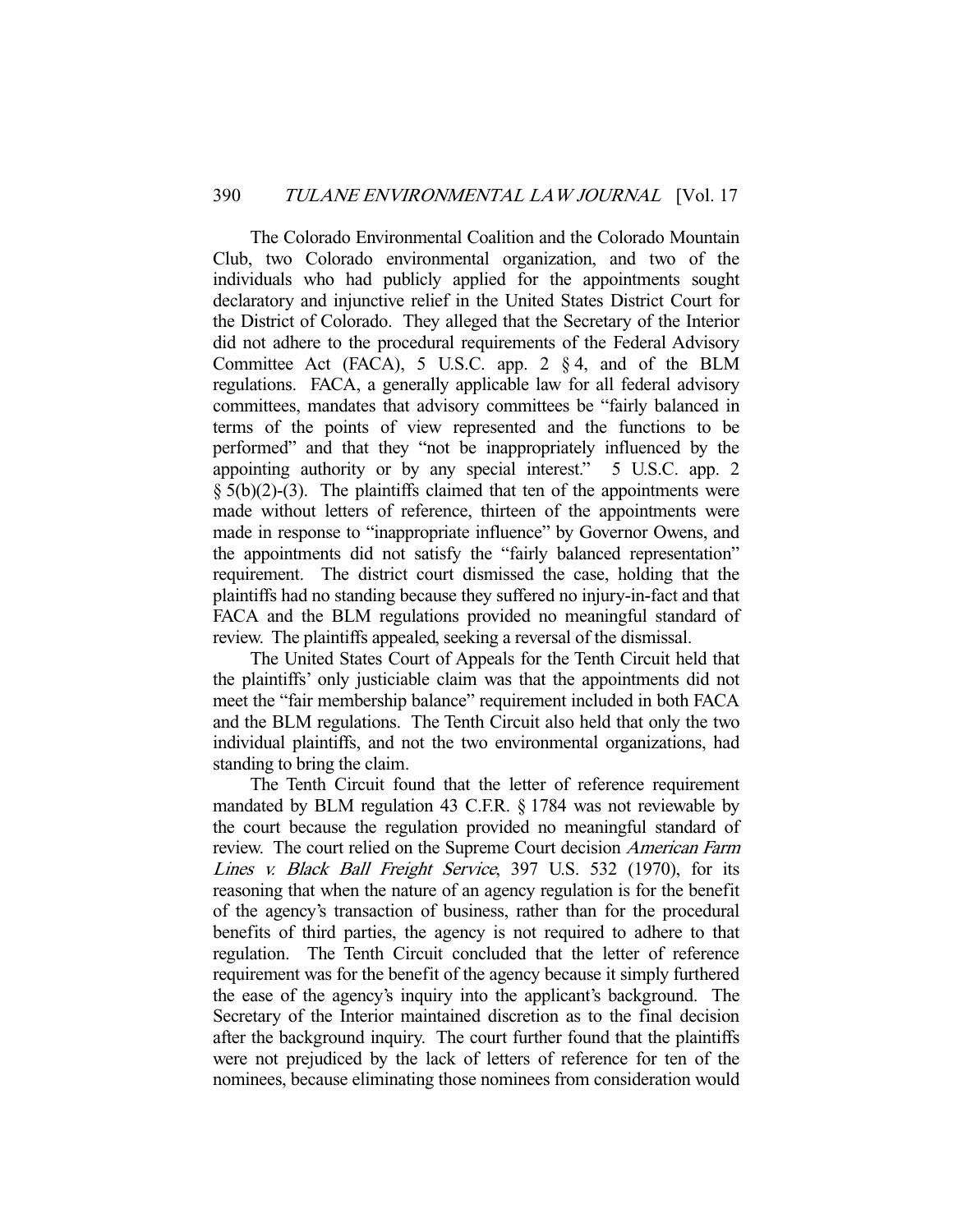The Colorado Environmental Coalition and the Colorado Mountain Club, two Colorado environmental organization, and two of the individuals who had publicly applied for the appointments sought declaratory and injunctive relief in the United States District Court for the District of Colorado. They alleged that the Secretary of the Interior did not adhere to the procedural requirements of the Federal Advisory Committee Act (FACA), 5 U.S.C. app. 2 § 4, and of the BLM regulations. FACA, a generally applicable law for all federal advisory committees, mandates that advisory committees be "fairly balanced in terms of the points of view represented and the functions to be performed" and that they "not be inappropriately influenced by the appointing authority or by any special interest." 5 U.S.C. app. 2 § 5(b)(2)-(3). The plaintiffs claimed that ten of the appointments were made without letters of reference, thirteen of the appointments were made in response to "inappropriate influence" by Governor Owens, and the appointments did not satisfy the "fairly balanced representation" requirement. The district court dismissed the case, holding that the plaintiffs had no standing because they suffered no injury-in-fact and that FACA and the BLM regulations provided no meaningful standard of review. The plaintiffs appealed, seeking a reversal of the dismissal.

The United States Court of Appeals for the Tenth Circuit held that the plaintiffs' only justiciable claim was that the appointments did not meet the "fair membership balance" requirement included in both FACA and the BLM regulations. The Tenth Circuit also held that only the two individual plaintiffs, and not the two environmental organizations, had standing to bring the claim.

The Tenth Circuit found that the letter of reference requirement mandated by BLM regulation 43 C.F.R. § 1784 was not reviewable by the court because the regulation provided no meaningful standard of review. The court relied on the Supreme Court decision *American Farm Lines v. Black Ball Freight Service*, 397 U.S. 532 (1970), for its reasoning that when the nature of an agency regulation is for the benefit of the agency's transaction of business, rather than for the procedural benefits of third parties, the agency is not required to adhere to that regulation. The Tenth Circuit concluded that the letter of reference requirement was for the benefit of the agency because it simply furthered the ease of the agency's inquiry into the applicant's background. The Secretary of the Interior maintained discretion as to the final decision after the background inquiry. The court further found that the plaintiffs were not prejudiced by the lack of letters of reference for ten of the nominees, because eliminating those nominees from consideration would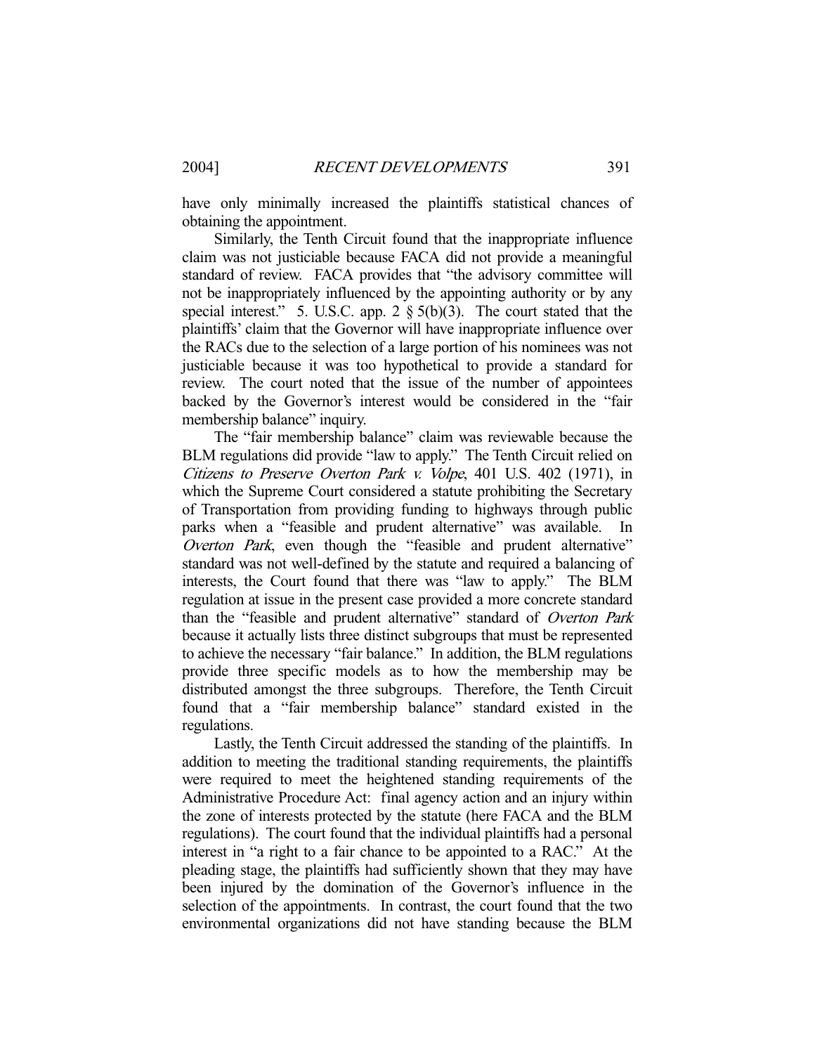have only minimally increased the plaintiffs statistical chances of obtaining the appointment.

Similarly, the Tenth Circuit found that the inappropriate influence claim was not justiciable because FACA did not provide a meaningful standard of review. FACA provides that "the advisory committee will not be inappropriately influenced by the appointing authority or by any special interest." 5. U.S.C. app. 2 § 5(b)(3). The court stated that the plaintiffs' claim that the Governor will have inappropriate influence over the RACs due to the selection of a large portion of his nominees was not justiciable because it was too hypothetical to provide a standard for review. The court noted that the issue of the number of appointees backed by the Governor's interest would be considered in the "fair membership balance" inquiry.

The "fair membership balance" claim was reviewable because the BLM regulations did provide "law to apply." The Tenth Circuit relied on *Citizens to Preserve Overton Park v. Volpe*, 401 U.S. 402 (1971), in which the Supreme Court considered a statute prohibiting the Secretary of Transportation from providing funding to highways through public parks when a "feasible and prudent alternative" was available. In *Overton Park*, even though the "feasible and prudent alternative" standard was not well-defined by the statute and required a balancing of interests, the Court found that there was "law to apply." The BLM regulation at issue in the present case provided a more concrete standard than the "feasible and prudent alternative" standard of *Overton Park* because it actually lists three distinct subgroups that must be represented to achieve the necessary "fair balance." In addition, the BLM regulations provide three specific models as to how the membership may be distributed amongst the three subgroups. Therefore, the Tenth Circuit found that a "fair membership balance" standard existed in the regulations.

Lastly, the Tenth Circuit addressed the standing of the plaintiffs. In addition to meeting the traditional standing requirements, the plaintiffs were required to meet the heightened standing requirements of the Administrative Procedure Act: final agency action and an injury within the zone of interests protected by the statute (here FACA and the BLM regulations). The court found that the individual plaintiffs had a personal interest in "a right to a fair chance to be appointed to a RAC." At the pleading stage, the plaintiffs had sufficiently shown that they may have been injured by the domination of the Governor's influence in the selection of the appointments. In contrast, the court found that the two environmental organizations did not have standing because the BLM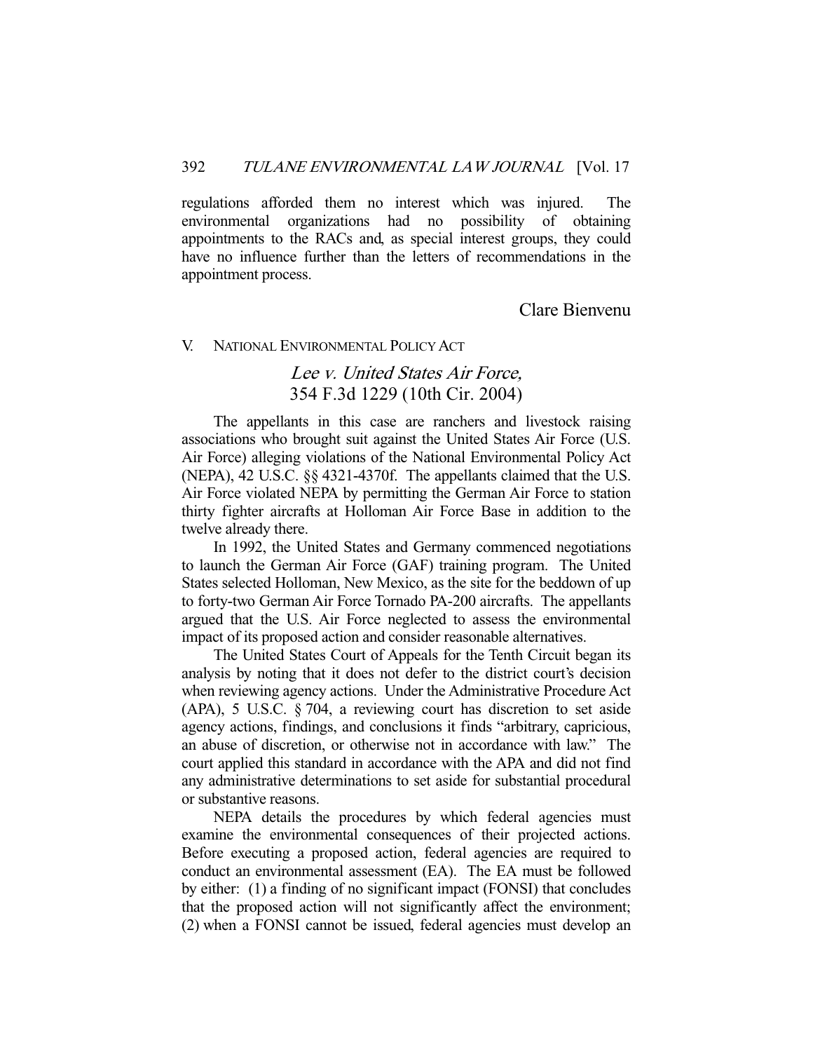regulations afforded them no interest which was injured. The environmental organizations had no possibility of obtaining appointments to the RACs and, as special interest groups, they could have no influence further than the letters of recommendations in the appointment process.

Clare Bienvenu

## V. NATIONAL ENVIRONMENTAL POLICY ACT

### *Lee v. United States Air Force,* 354 F.3d 1229 (10th Cir. 2004)

The appellants in this case are ranchers and livestock raising associations who brought suit against the United States Air Force (U.S. Air Force) alleging violations of the National Environmental Policy Act (NEPA), 42 U.S.C. §§ 4321-4370f. The appellants claimed that the U.S. Air Force violated NEPA by permitting the German Air Force to station thirty fighter aircrafts at Holloman Air Force Base in addition to the twelve already there.

In 1992, the United States and Germany commenced negotiations to launch the German Air Force (GAF) training program. The United States selected Holloman, New Mexico, as the site for the beddown of up to forty-two German Air Force Tornado PA-200 aircrafts. The appellants argued that the U.S. Air Force neglected to assess the environmental impact of its proposed action and consider reasonable alternatives.

The United States Court of Appeals for the Tenth Circuit began its analysis by noting that it does not defer to the district court's decision when reviewing agency actions. Under the Administrative Procedure Act (APA), 5 U.S.C. § 704, a reviewing court has discretion to set aside agency actions, findings, and conclusions it finds "arbitrary, capricious, an abuse of discretion, or otherwise not in accordance with law." The court applied this standard in accordance with the APA and did not find any administrative determinations to set aside for substantial procedural or substantive reasons.

NEPA details the procedures by which federal agencies must examine the environmental consequences of their projected actions. Before executing a proposed action, federal agencies are required to conduct an environmental assessment (EA). The EA must be followed by either: (1) a finding of no significant impact (FONSI) that concludes that the proposed action will not significantly affect the environment; (2) when a FONSI cannot be issued, federal agencies must develop an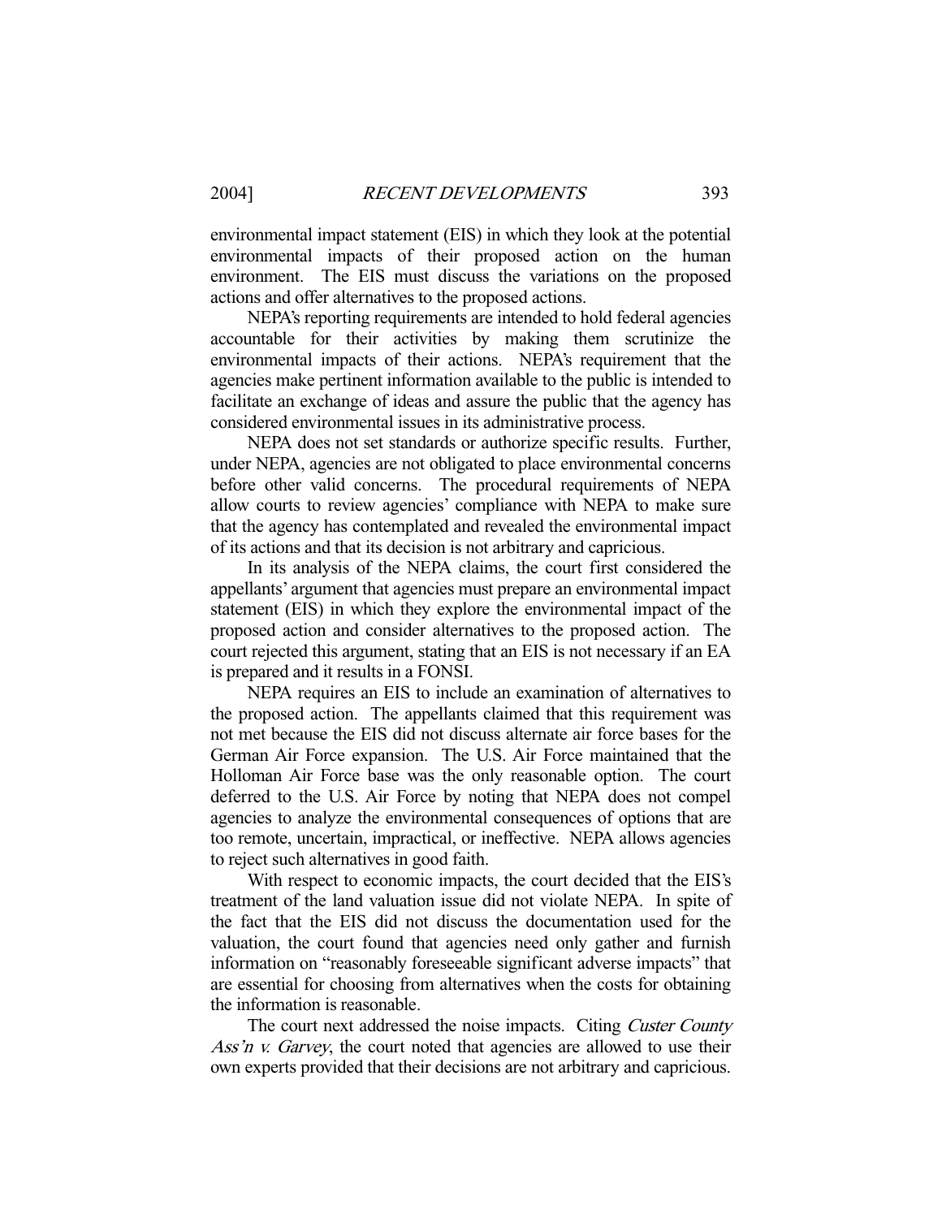environmental impact statement (EIS) in which they look at the potential environmental impacts of their proposed action on the human environment. The EIS must discuss the variations on the proposed actions and offer alternatives to the proposed actions.

NEPA's reporting requirements are intended to hold federal agencies accountable for their activities by making them scrutinize the environmental impacts of their actions. NEPA's requirement that the agencies make pertinent information available to the public is intended to facilitate an exchange of ideas and assure the public that the agency has considered environmental issues in its administrative process.

NEPA does not set standards or authorize specific results. Further, under NEPA, agencies are not obligated to place environmental concerns before other valid concerns. The procedural requirements of NEPA allow courts to review agencies' compliance with NEPA to make sure that the agency has contemplated and revealed the environmental impact of its actions and that its decision is not arbitrary and capricious.

In its analysis of the NEPA claims, the court first considered the appellants' argument that agencies must prepare an environmental impact statement (EIS) in which they explore the environmental impact of the proposed action and consider alternatives to the proposed action. The court rejected this argument, stating that an EIS is not necessary if an EA is prepared and it results in a FONSI.

NEPA requires an EIS to include an examination of alternatives to the proposed action. The appellants claimed that this requirement was not met because the EIS did not discuss alternate air force bases for the German Air Force expansion. The U.S. Air Force maintained that the Holloman Air Force base was the only reasonable option. The court deferred to the U.S. Air Force by noting that NEPA does not compel agencies to analyze the environmental consequences of options that are too remote, uncertain, impractical, or ineffective. NEPA allows agencies to reject such alternatives in good faith.

With respect to economic impacts, the court decided that the EIS's treatment of the land valuation issue did not violate NEPA. In spite of the fact that the EIS did not discuss the documentation used for the valuation, the court found that agencies need only gather and furnish information on "reasonably foreseeable significant adverse impacts" that are essential for choosing from alternatives when the costs for obtaining the information is reasonable.

The court next addressed the noise impacts. Citing *Custer County Ass'n v. Garvey*, the court noted that agencies are allowed to use their own experts provided that their decisions are not arbitrary and capricious.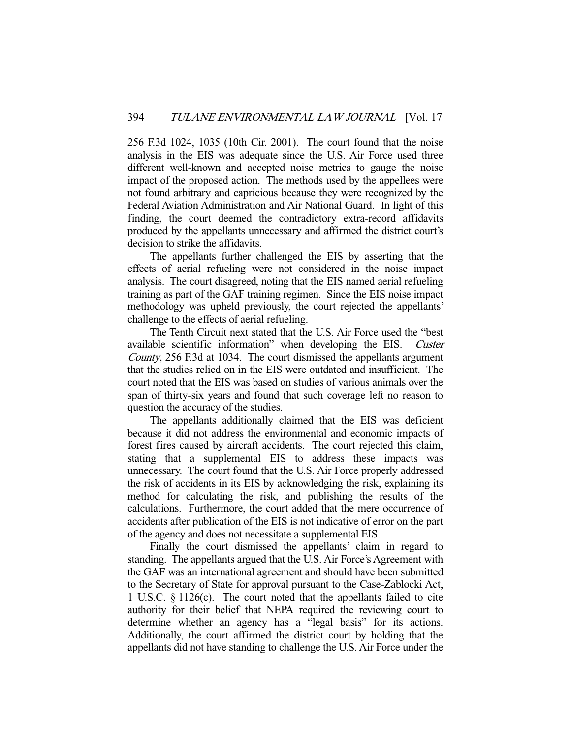256 F.3d 1024, 1035 (10th Cir. 2001). The court found that the noise analysis in the EIS was adequate since the U.S. Air Force used three different well-known and accepted noise metrics to gauge the noise impact of the proposed action. The methods used by the appellees were not found arbitrary and capricious because they were recognized by the Federal Aviation Administration and Air National Guard. In light of this finding, the court deemed the contradictory extra-record affidavits produced by the appellants unnecessary and affirmed the district court's decision to strike the affidavits.

The appellants further challenged the EIS by asserting that the effects of aerial refueling were not considered in the noise impact analysis. The court disagreed, noting that the EIS named aerial refueling training as part of the GAF training regimen. Since the EIS noise impact methodology was upheld previously, the court rejected the appellants' challenge to the effects of aerial refueling.

The Tenth Circuit next stated that the U.S. Air Force used the "best available scientific information" when developing the EIS. *Custer County*, 256 F.3d at 1034. The court dismissed the appellants argument that the studies relied on in the EIS were outdated and insufficient. The court noted that the EIS was based on studies of various animals over the span of thirty-six years and found that such coverage left no reason to question the accuracy of the studies.

The appellants additionally claimed that the EIS was deficient because it did not address the environmental and economic impacts of forest fires caused by aircraft accidents. The court rejected this claim, stating that a supplemental EIS to address these impacts was unnecessary. The court found that the U.S. Air Force properly addressed the risk of accidents in its EIS by acknowledging the risk, explaining its method for calculating the risk, and publishing the results of the calculations. Furthermore, the court added that the mere occurrence of accidents after publication of the EIS is not indicative of error on the part of the agency and does not necessitate a supplemental EIS.

Finally the court dismissed the appellants' claim in regard to standing. The appellants argued that the U.S. Air Force's Agreement with the GAF was an international agreement and should have been submitted to the Secretary of State for approval pursuant to the Case-Zablocki Act, 1 U.S.C. § 1126(c). The court noted that the appellants failed to cite authority for their belief that NEPA required the reviewing court to determine whether an agency has a "legal basis" for its actions. Additionally, the court affirmed the district court by holding that the appellants did not have standing to challenge the U.S. Air Force under the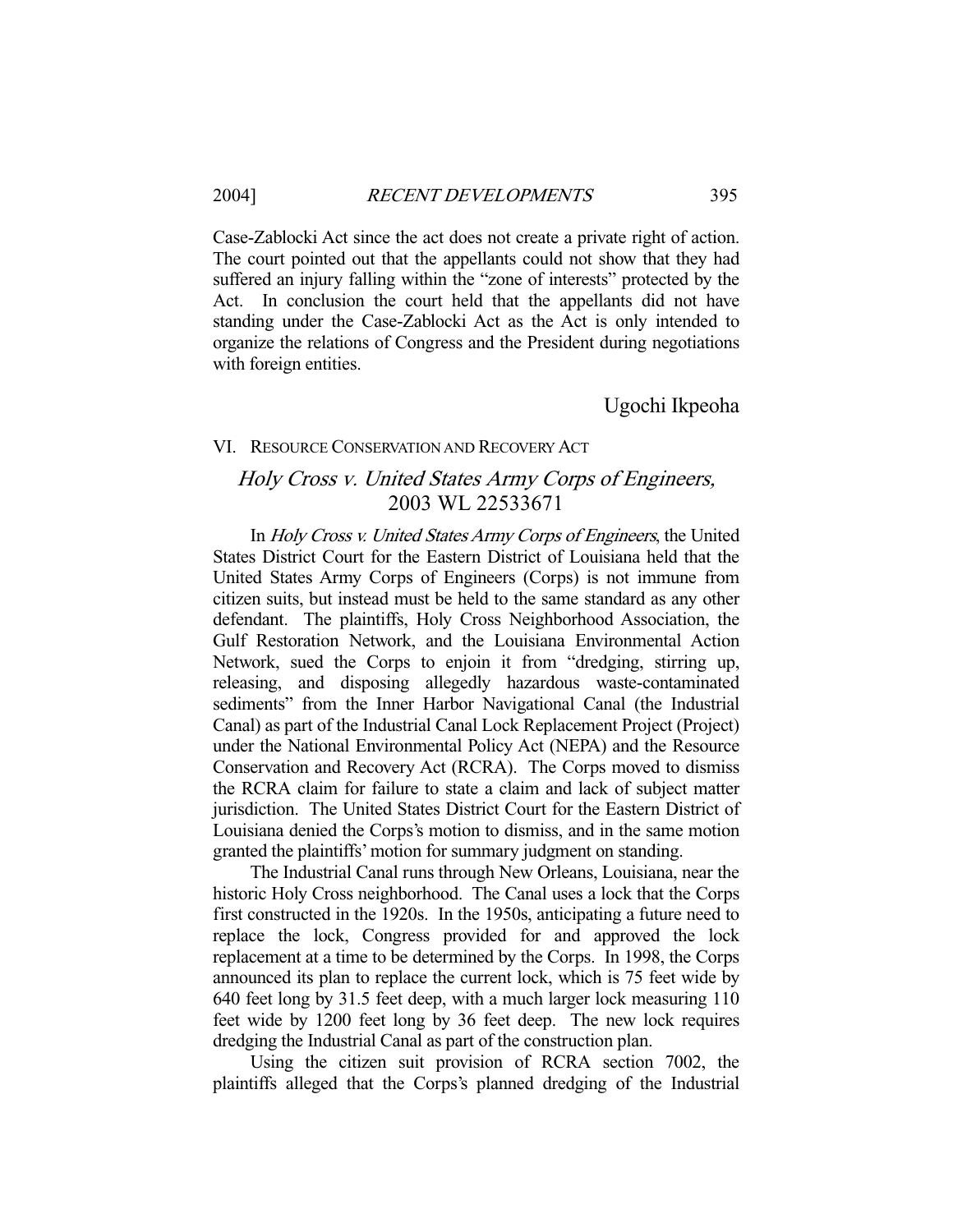Case-Zablocki Act since the act does not create a private right of action. The court pointed out that the appellants could not show that they had suffered an injury falling within the "zone of interests" protected by the Act. In conclusion the court held that the appellants did not have standing under the Case-Zablocki Act as the Act is only intended to organize the relations of Congress and the President during negotiations with foreign entities.

Ugochi Ikpeoha

## VI. RESOURCE CONSERVATION AND RECOVERY ACT

### *Holy Cross v. United States Army Corps of Engineers*, 2003 WL 22533671

In *Holy Cross v. United States Army Corps of Engineers*, the United States District Court for the Eastern District of Louisiana held that the United States Army Corps of Engineers (Corps) is not immune from citizen suits, but instead must be held to the same standard as any other defendant. The plaintiffs, Holy Cross Neighborhood Association, the Gulf Restoration Network, and the Louisiana Environmental Action Network, sued the Corps to enjoin it from "dredging, stirring up, releasing, and disposing allegedly hazardous waste-contaminated sediments" from the Inner Harbor Navigational Canal (the Industrial Canal) as part of the Industrial Canal Lock Replacement Project (Project) under the National Environmental Policy Act (NEPA) and the Resource Conservation and Recovery Act (RCRA). The Corps moved to dismiss the RCRA claim for failure to state a claim and lack of subject matter jurisdiction. The United States District Court for the Eastern District of Louisiana denied the Corps's motion to dismiss, and in the same motion granted the plaintiffs' motion for summary judgment on standing.

The Industrial Canal runs through New Orleans, Louisiana, near the historic Holy Cross neighborhood. The Canal uses a lock that the Corps first constructed in the 1920s. In the 1950s, anticipating a future need to replace the lock, Congress provided for and approved the lock replacement at a time to be determined by the Corps. In 1998, the Corps announced its plan to replace the current lock, which is 75 feet wide by 640 feet long by 31.5 feet deep, with a much larger lock measuring 110 feet wide by 1200 feet long by 36 feet deep. The new lock requires dredging the Industrial Canal as part of the construction plan.

Using the citizen suit provision of RCRA section 7002, the plaintiffs alleged that the Corps's planned dredging of the Industrial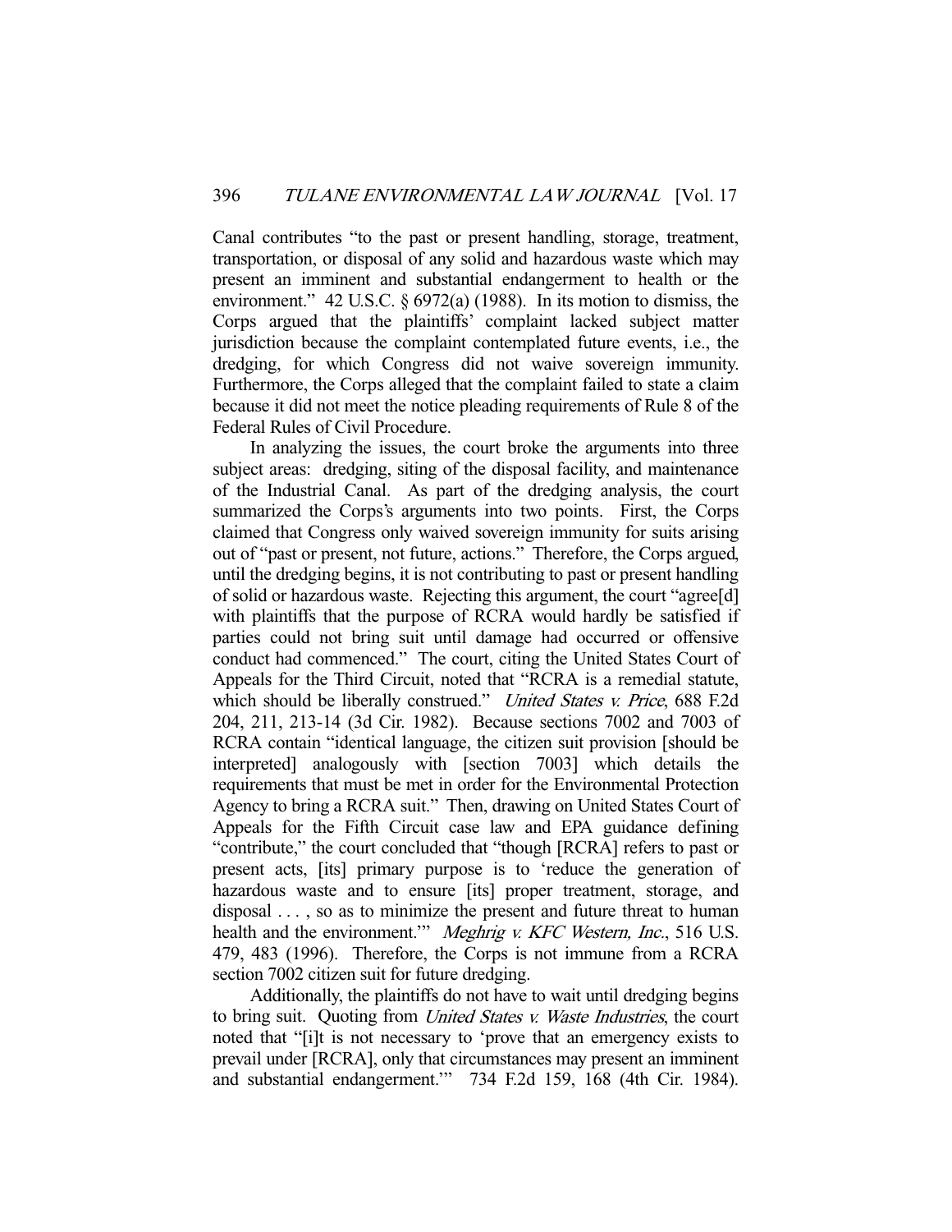Canal contributes "to the past or present handling, storage, treatment, transportation, or disposal of any solid and hazardous waste which may present an imminent and substantial endangerment to health or the environment." 42 U.S.C. § 6972(a) (1988). In its motion to dismiss, the Corps argued that the plaintiffs' complaint lacked subject matter jurisdiction because the complaint contemplated future events, i.e., the dredging, for which Congress did not waive sovereign immunity. Furthermore, the Corps alleged that the complaint failed to state a claim because it did not meet the notice pleading requirements of Rule 8 of the Federal Rules of Civil Procedure.

In analyzing the issues, the court broke the arguments into three subject areas: dredging, siting of the disposal facility, and maintenance of the Industrial Canal. As part of the dredging analysis, the court summarized the Corps's arguments into two points. First, the Corps claimed that Congress only waived sovereign immunity for suits arising out of "past or present, not future, actions." Therefore, the Corps argued, until the dredging begins, it is not contributing to past or present handling of solid or hazardous waste. Rejecting this argument, the court "agree[d] with plaintiffs that the purpose of RCRA would hardly be satisfied if parties could not bring suit until damage had occurred or offensive conduct had commenced." The court, citing the United States Court of Appeals for the Third Circuit, noted that "RCRA is a remedial statute, which should be liberally construed." *United States v. Price*, 688 F.2d 204, 211, 213-14 (3d Cir. 1982). Because sections 7002 and 7003 of RCRA contain "identical language, the citizen suit provision [should be interpreted] analogously with [section 7003] which details the requirements that must be met in order for the Environmental Protection Agency to bring a RCRA suit." Then, drawing on United States Court of Appeals for the Fifth Circuit case law and EPA guidance defining "contribute," the court concluded that "though [RCRA] refers to past or present acts, [its] primary purpose is to 'reduce the generation of hazardous waste and to ensure [its] proper treatment, storage, and disposal . . . , so as to minimize the present and future threat to human health and the environment.'" *Meghrig v. KFC Western, Inc.*, 516 U.S. 479, 483 (1996). Therefore, the Corps is not immune from a RCRA section 7002 citizen suit for future dredging.

Additionally, the plaintiffs do not have to wait until dredging begins to bring suit. Quoting from *United States v. Waste Industries*, the court noted that "[i]t is not necessary to 'prove that an emergency exists to prevail under [RCRA], only that circumstances may present an imminent and substantial endangerment.'" 734 F.2d 159, 168 (4th Cir. 1984).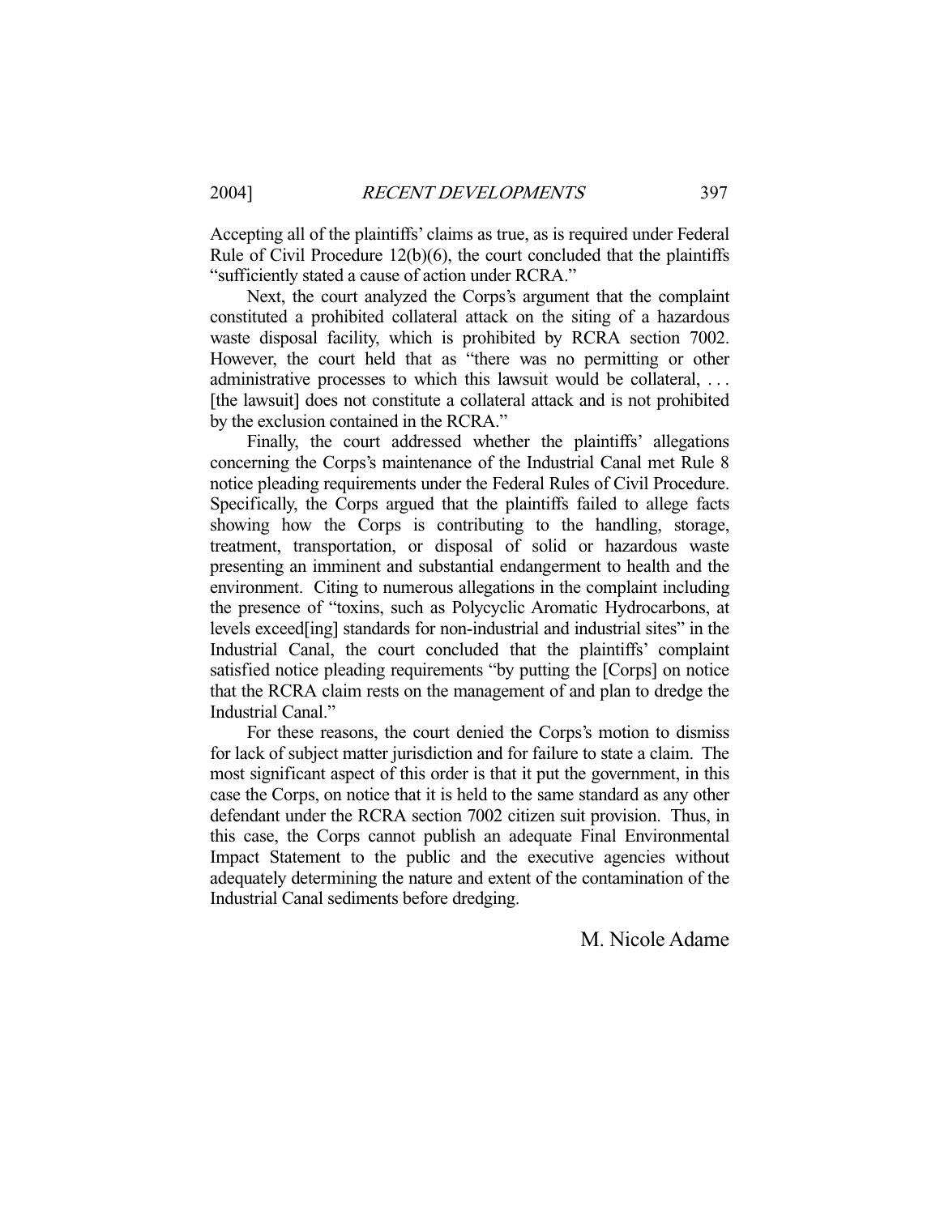Accepting all of the plaintiffs' claims as true, as is required under Federal Rule of Civil Procedure 12(b)(6), the court concluded that the plaintiffs "sufficiently stated a cause of action under RCRA."

Next, the court analyzed the Corps's argument that the complaint constituted a prohibited collateral attack on the siting of a hazardous waste disposal facility, which is prohibited by RCRA section 7002. However, the court held that as "there was no permitting or other administrative processes to which this lawsuit would be collateral, . . . [the lawsuit] does not constitute a collateral attack and is not prohibited by the exclusion contained in the RCRA."

Finally, the court addressed whether the plaintiffs' allegations concerning the Corps's maintenance of the Industrial Canal met Rule 8 notice pleading requirements under the Federal Rules of Civil Procedure. Specifically, the Corps argued that the plaintiffs failed to allege facts showing how the Corps is contributing to the handling, storage, treatment, transportation, or disposal of solid or hazardous waste presenting an imminent and substantial endangerment to health and the environment. Citing to numerous allegations in the complaint including the presence of "toxins, such as Polycyclic Aromatic Hydrocarbons, at levels exceed[ing] standards for non-industrial and industrial sites" in the Industrial Canal, the court concluded that the plaintiffs' complaint satisfied notice pleading requirements "by putting the [Corps] on notice that the RCRA claim rests on the management of and plan to dredge the Industrial Canal."

For these reasons, the court denied the Corps's motion to dismiss for lack of subject matter jurisdiction and for failure to state a claim. The most significant aspect of this order is that it put the government, in this case the Corps, on notice that it is held to the same standard as any other defendant under the RCRA section 7002 citizen suit provision. Thus, in this case, the Corps cannot publish an adequate Final Environmental Impact Statement to the public and the executive agencies without adequately determining the nature and extent of the contamination of the Industrial Canal sediments before dredging.

M. Nicole Adame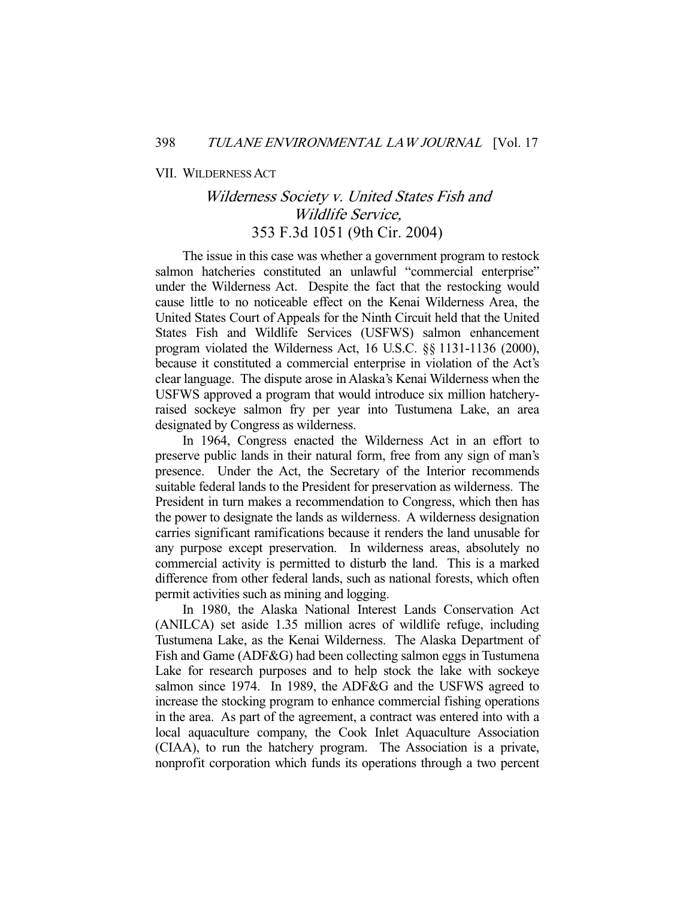## VII. WILDERNESS ACT

### *Wilderness Society v. United States Fish and Wildlife Service*, 353 F.3d 1051 (9th Cir. 2004)

The issue in this case was whether a government program to restock salmon hatcheries constituted an unlawful "commercial enterprise" under the Wilderness Act. Despite the fact that the restocking would cause little to no noticeable effect on the Kenai Wilderness Area, the United States Court of Appeals for the Ninth Circuit held that the United States Fish and Wildlife Services (USFWS) salmon enhancement program violated the Wilderness Act, 16 U.S.C. §§ 1131-1136 (2000), because it constituted a commercial enterprise in violation of the Act's clear language. The dispute arose in Alaska's Kenai Wilderness when the USFWS approved a program that would introduce six million hatchery-raised sockeye salmon fry per year into Tustumena Lake, an area designated by Congress as wilderness.

In 1964, Congress enacted the Wilderness Act in an effort to preserve public lands in their natural form, free from any sign of man's presence. Under the Act, the Secretary of the Interior recommends suitable federal lands to the President for preservation as wilderness. The President in turn makes a recommendation to Congress, which then has the power to designate the lands as wilderness. A wilderness designation carries significant ramifications because it renders the land unusable for any purpose except preservation. In wilderness areas, absolutely no commercial activity is permitted to disturb the land. This is a marked difference from other federal lands, such as national forests, which often permit activities such as mining and logging.

In 1980, the Alaska National Interest Lands Conservation Act (ANILCA) set aside 1.35 million acres of wildlife refuge, including Tustumena Lake, as the Kenai Wilderness. The Alaska Department of Fish and Game (ADF&G) had been collecting salmon eggs in Tustumena Lake for research purposes and to help stock the lake with sockeye salmon since 1974. In 1989, the ADF&G and the USFWS agreed to increase the stocking program to enhance commercial fishing operations in the area. As part of the agreement, a contract was entered into with a local aquaculture company, the Cook Inlet Aquaculture Association (CIAA), to run the hatchery program. The Association is a private, nonprofit corporation which funds its operations through a two percent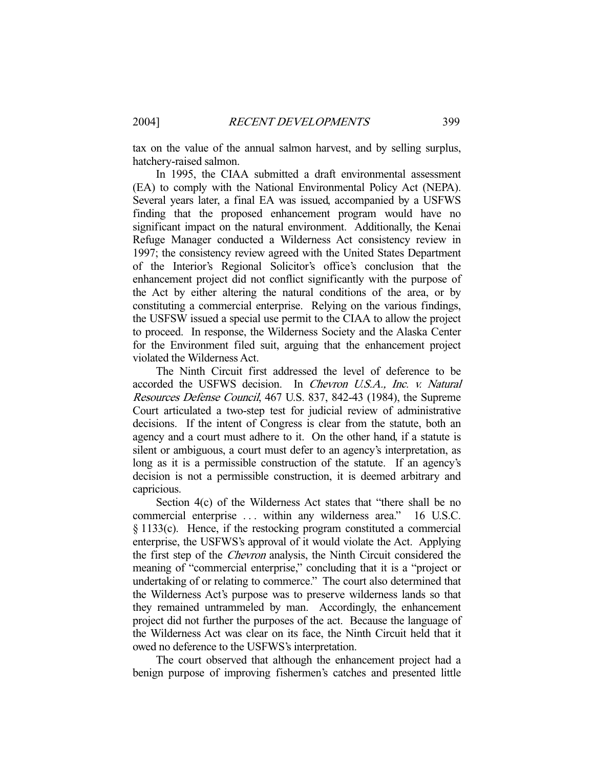tax on the value of the annual salmon harvest, and by selling surplus, hatchery-raised salmon.

In 1995, the CIAA submitted a draft environmental assessment (EA) to comply with the National Environmental Policy Act (NEPA). Several years later, a final EA was issued, accompanied by a USFWS finding that the proposed enhancement program would have no significant impact on the natural environment. Additionally, the Kenai Refuge Manager conducted a Wilderness Act consistency review in 1997; the consistency review agreed with the United States Department of the Interior's Regional Solicitor's office's conclusion that the enhancement project did not conflict significantly with the purpose of the Act by either altering the natural conditions of the area, or by constituting a commercial enterprise. Relying on the various findings, the USFSW issued a special use permit to the CIAA to allow the project to proceed. In response, the Wilderness Society and the Alaska Center for the Environment filed suit, arguing that the enhancement project violated the Wilderness Act.

The Ninth Circuit first addressed the level of deference to be accorded the USFWS decision. In *Chevron U.S.A., Inc. v. Natural Resources Defense Council*, 467 U.S. 837, 842-43 (1984), the Supreme Court articulated a two-step test for judicial review of administrative decisions. If the intent of Congress is clear from the statute, both an agency and a court must adhere to it. On the other hand, if a statute is silent or ambiguous, a court must defer to an agency's interpretation, as long as it is a permissible construction of the statute. If an agency's decision is not a permissible construction, it is deemed arbitrary and capricious.

Section 4(c) of the Wilderness Act states that "there shall be no commercial enterprise . . . within any wilderness area." 16 U.S.C. § 1133(c). Hence, if the restocking program constituted a commercial enterprise, the USFWS's approval of it would violate the Act. Applying the first step of the *Chevron* analysis, the Ninth Circuit considered the meaning of "commercial enterprise," concluding that it is a "project or undertaking of or relating to commerce." The court also determined that the Wilderness Act's purpose was to preserve wilderness lands so that they remained untrammeled by man. Accordingly, the enhancement project did not further the purposes of the act. Because the language of the Wilderness Act was clear on its face, the Ninth Circuit held that it owed no deference to the USFWS's interpretation.

The court observed that although the enhancement project had a benign purpose of improving fishermen's catches and presented little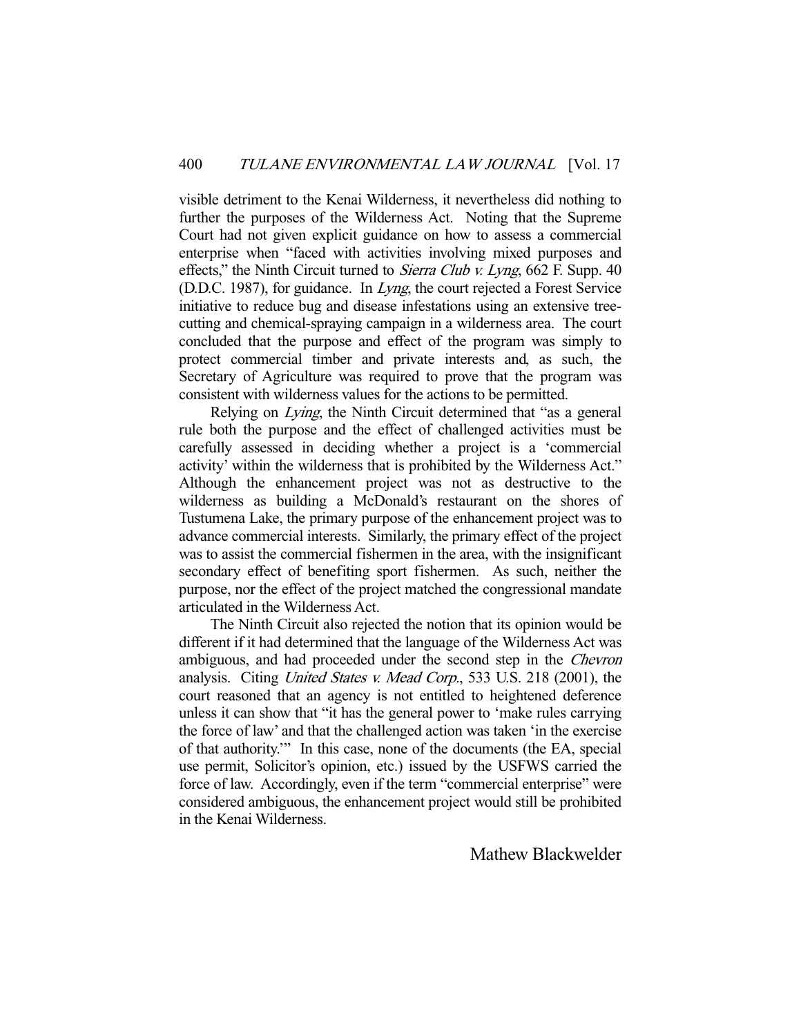visible detriment to the Kenai Wilderness, it nevertheless did nothing to further the purposes of the Wilderness Act. Noting that the Supreme Court had not given explicit guidance on how to assess a commercial enterprise when "faced with activities involving mixed purposes and effects," the Ninth Circuit turned to *Sierra Club v. Lyng*, 662 F. Supp. 40 (D.D.C. 1987), for guidance. In *Lyng*, the court rejected a Forest Service initiative to reduce bug and disease infestations using an extensive tree-cutting and chemical-spraying campaign in a wilderness area. The court concluded that the purpose and effect of the program was simply to protect commercial timber and private interests and, as such, the Secretary of Agriculture was required to prove that the program was consistent with wilderness values for the actions to be permitted.

Relying on *Lying*, the Ninth Circuit determined that "as a general rule both the purpose and the effect of challenged activities must be carefully assessed in deciding whether a project is a 'commercial activity' within the wilderness that is prohibited by the Wilderness Act." Although the enhancement project was not as destructive to the wilderness as building a McDonald's restaurant on the shores of Tustumena Lake, the primary purpose of the enhancement project was to advance commercial interests. Similarly, the primary effect of the project was to assist the commercial fishermen in the area, with the insignificant secondary effect of benefiting sport fishermen. As such, neither the purpose, nor the effect of the project matched the congressional mandate articulated in the Wilderness Act.

The Ninth Circuit also rejected the notion that its opinion would be different if it had determined that the language of the Wilderness Act was ambiguous, and had proceeded under the second step in the *Chevron* analysis. Citing *United States v. Mead Corp.*, 533 U.S. 218 (2001), the court reasoned that an agency is not entitled to heightened deference unless it can show that "it has the general power to 'make rules carrying the force of law' and that the challenged action was taken 'in the exercise of that authority.'" In this case, none of the documents (the EA, special use permit, Solicitor's opinion, etc.) issued by the USFWS carried the force of law. Accordingly, even if the term "commercial enterprise" were considered ambiguous, the enhancement project would still be prohibited in the Kenai Wilderness.

Mathew Blackwelder